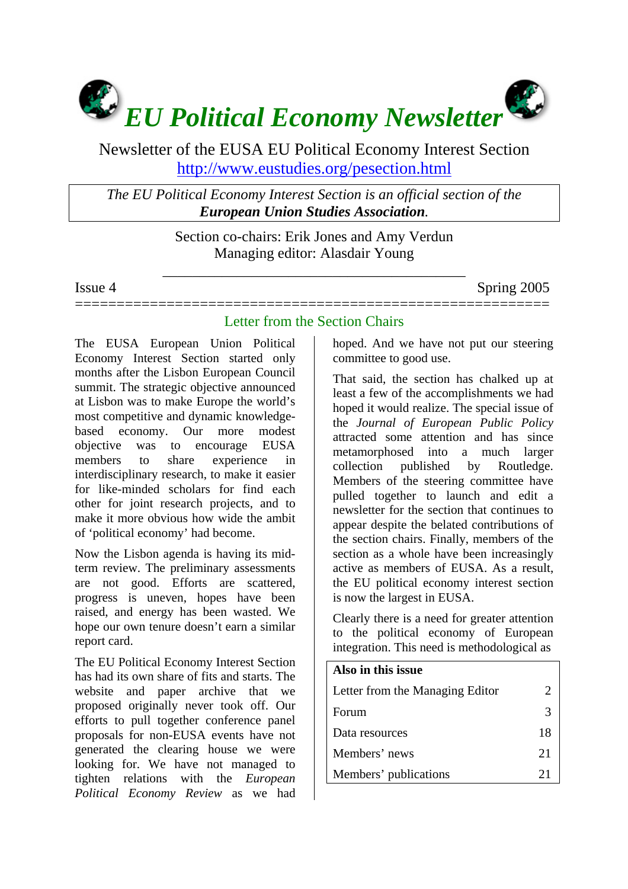# *EU Political Economy Newsletter*

Newsletter of the EUSA EU Political Economy Interest Section
http://www.eustudies.org/pesection.html

*The EU Political Economy Interest Section is an official section of the* ***European Union Studies Association****.*

Section co-chairs: Erik Jones and Amy Verdun
Managing editor: Alasdair Young

Issue 4 Spring 2005

## Letter from the Section Chairs

The EUSA European Union Political Economy Interest Section started only months after the Lisbon European Council summit. The strategic objective announced at Lisbon was to make Europe the world's most competitive and dynamic knowledge-based economy. Our more modest objective was to encourage EUSA members to share experience in interdisciplinary research, to make it easier for like-minded scholars for find each other for joint research projects, and to make it more obvious how wide the ambit of 'political economy' had become.

Now the Lisbon agenda is having its mid-term review. The preliminary assessments are not good. Efforts are scattered, progress is uneven, hopes have been raised, and energy has been wasted. We hope our own tenure doesn't earn a similar report card.

The EU Political Economy Interest Section has had its own share of fits and starts. The website and paper archive that we proposed originally never took off. Our efforts to pull together conference panel proposals for non-EUSA events have not generated the clearing house we were looking for. We have not managed to tighten relations with the *European Political Economy Review* as we had hoped. And we have not put our steering committee to good use.

That said, the section has chalked up at least a few of the accomplishments we had hoped it would realize. The special issue of the *Journal of European Public Policy* attracted some attention and has since metamorphosed into a much larger collection published by Routledge. Members of the steering committee have pulled together to launch and edit a newsletter for the section that continues to appear despite the belated contributions of the section chairs. Finally, members of the section as a whole have been increasingly active as members of EUSA. As a result, the EU political economy interest section is now the largest in EUSA.

Clearly there is a need for greater attention to the political economy of European integration. This need is methodological as

| Also in this issue | |
|---|---|
| Letter from the Managing Editor | 2 |
| Forum | 3 |
| Data resources | 18 |
| Members' news | 21 |
| Members' publications | 21 |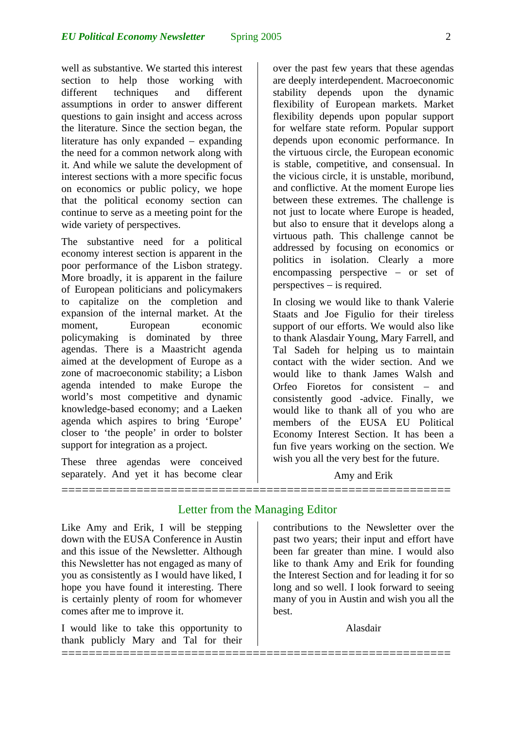well as substantive. We started this interest section to help those working with different techniques and different assumptions in order to answer different questions to gain insight and access across the literature. Since the section began, the literature has only expanded – expanding the need for a common network along with it. And while we salute the development of interest sections with a more specific focus on economics or public policy, we hope that the political economy section can continue to serve as a meeting point for the wide variety of perspectives.

The substantive need for a political economy interest section is apparent in the poor performance of the Lisbon strategy. More broadly, it is apparent in the failure of European politicians and policymakers to capitalize on the completion and expansion of the internal market. At the moment, European economic policymaking is dominated by three agendas. There is a Maastricht agenda aimed at the development of Europe as a zone of macroeconomic stability; a Lisbon agenda intended to make Europe the world's most competitive and dynamic knowledge-based economy; and a Laeken agenda which aspires to bring 'Europe' closer to 'the people' in order to bolster support for integration as a project.

These three agendas were conceived separately. And yet it has become clear over the past few years that these agendas are deeply interdependent. Macroeconomic stability depends upon the dynamic flexibility of European markets. Market flexibility depends upon popular support for welfare state reform. Popular support depends upon economic performance. In the virtuous circle, the European economic is stable, competitive, and consensual. In the vicious circle, it is unstable, moribund, and conflictive. At the moment Europe lies between these extremes. The challenge is not just to locate where Europe is headed, but also to ensure that it develops along a virtuous path. This challenge cannot be addressed by focusing on economics or politics in isolation. Clearly a more encompassing perspective – or set of perspectives – is required.

In closing we would like to thank Valerie Staats and Joe Figulio for their tireless support of our efforts. We would also like to thank Alasdair Young, Mary Farrell, and Tal Sadeh for helping us to maintain contact with the wider section. And we would like to thank James Walsh and Orfeo Fioretos for consistent – and consistently good -advice. Finally, we would like to thank all of you who are members of the EUSA EU Political Economy Interest Section. It has been a fun five years working on the section. We wish you all the very best for the future.

Amy and Erik

## Letter from the Managing Editor

Like Amy and Erik, I will be stepping down with the EUSA Conference in Austin and this issue of the Newsletter. Although this Newsletter has not engaged as many of you as consistently as I would have liked, I hope you have found it interesting. There is certainly plenty of room for whomever comes after me to improve it.

I would like to take this opportunity to thank publicly Mary and Tal for their contributions to the Newsletter over the past two years; their input and effort have been far greater than mine. I would also like to thank Amy and Erik for founding the Interest Section and for leading it for so long and so well. I look forward to seeing many of you in Austin and wish you all the best.

Alasdair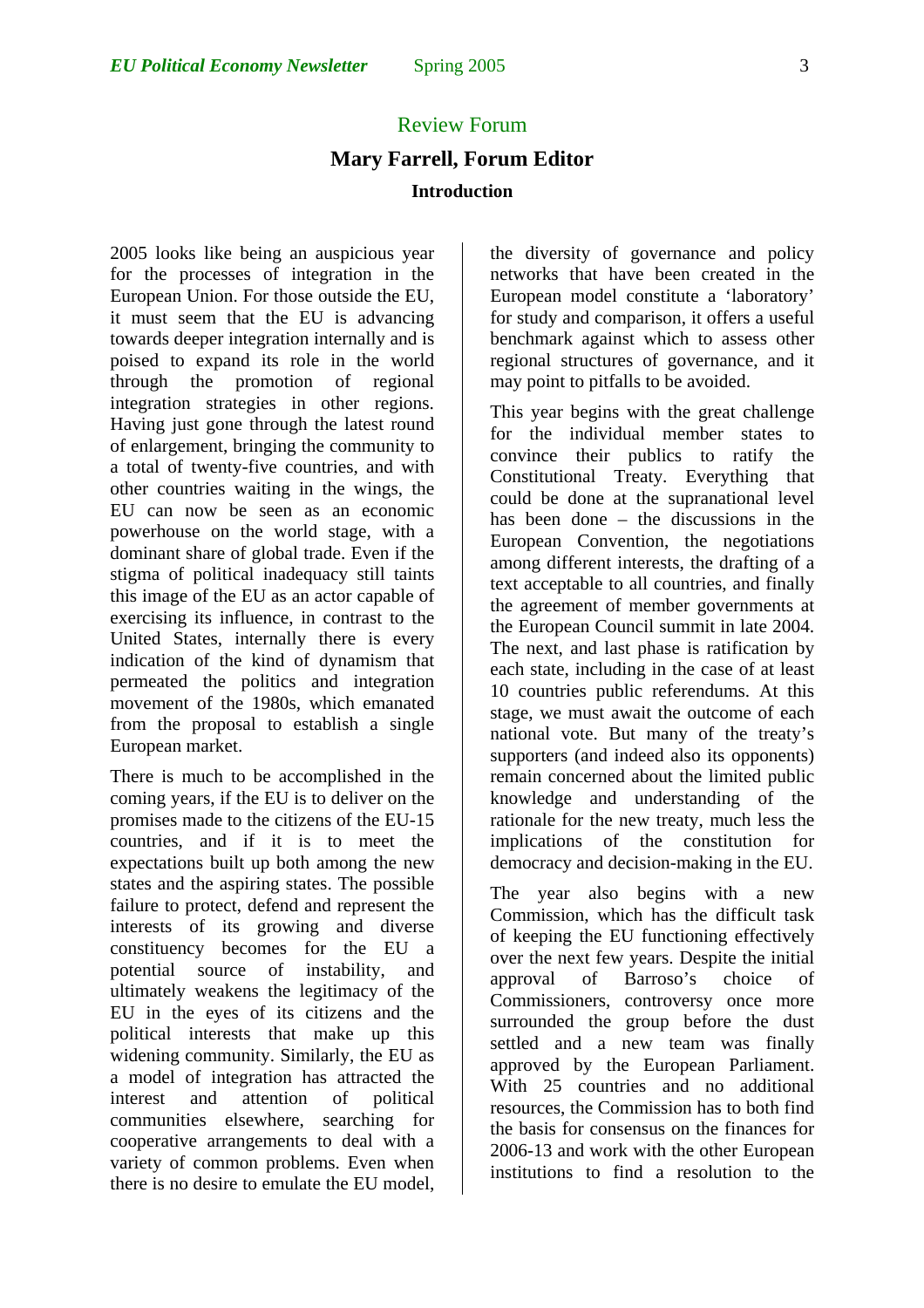## Review Forum

### Mary Farrell, Forum Editor

#### Introduction

2005 looks like being an auspicious year for the processes of integration in the European Union. For those outside the EU, it must seem that the EU is advancing towards deeper integration internally and is poised to expand its role in the world through the promotion of regional integration strategies in other regions. Having just gone through the latest round of enlargement, bringing the community to a total of twenty-five countries, and with other countries waiting in the wings, the EU can now be seen as an economic powerhouse on the world stage, with a dominant share of global trade. Even if the stigma of political inadequacy still taints this image of the EU as an actor capable of exercising its influence, in contrast to the United States, internally there is every indication of the kind of dynamism that permeated the politics and integration movement of the 1980s, which emanated from the proposal to establish a single European market.

There is much to be accomplished in the coming years, if the EU is to deliver on the promises made to the citizens of the EU-15 countries, and if it is to meet the expectations built up both among the new states and the aspiring states. The possible failure to protect, defend and represent the interests of its growing and diverse constituency becomes for the EU a potential source of instability, and ultimately weakens the legitimacy of the EU in the eyes of its citizens and the political interests that make up this widening community. Similarly, the EU as a model of integration has attracted the interest and attention of political communities elsewhere, searching for cooperative arrangements to deal with a variety of common problems. Even when there is no desire to emulate the EU model, the diversity of governance and policy networks that have been created in the European model constitute a 'laboratory' for study and comparison, it offers a useful benchmark against which to assess other regional structures of governance, and it may point to pitfalls to be avoided.

This year begins with the great challenge for the individual member states to convince their publics to ratify the Constitutional Treaty. Everything that could be done at the supranational level has been done – the discussions in the European Convention, the negotiations among different interests, the drafting of a text acceptable to all countries, and finally the agreement of member governments at the European Council summit in late 2004. The next, and last phase is ratification by each state, including in the case of at least 10 countries public referendums. At this stage, we must await the outcome of each national vote. But many of the treaty's supporters (and indeed also its opponents) remain concerned about the limited public knowledge and understanding of the rationale for the new treaty, much less the implications of the constitution for democracy and decision-making in the EU.

The year also begins with a new Commission, which has the difficult task of keeping the EU functioning effectively over the next few years. Despite the initial approval of Barroso's choice of Commissioners, controversy once more surrounded the group before the dust settled and a new team was finally approved by the European Parliament. With 25 countries and no additional resources, the Commission has to both find the basis for consensus on the finances for 2006-13 and work with the other European institutions to find a resolution to the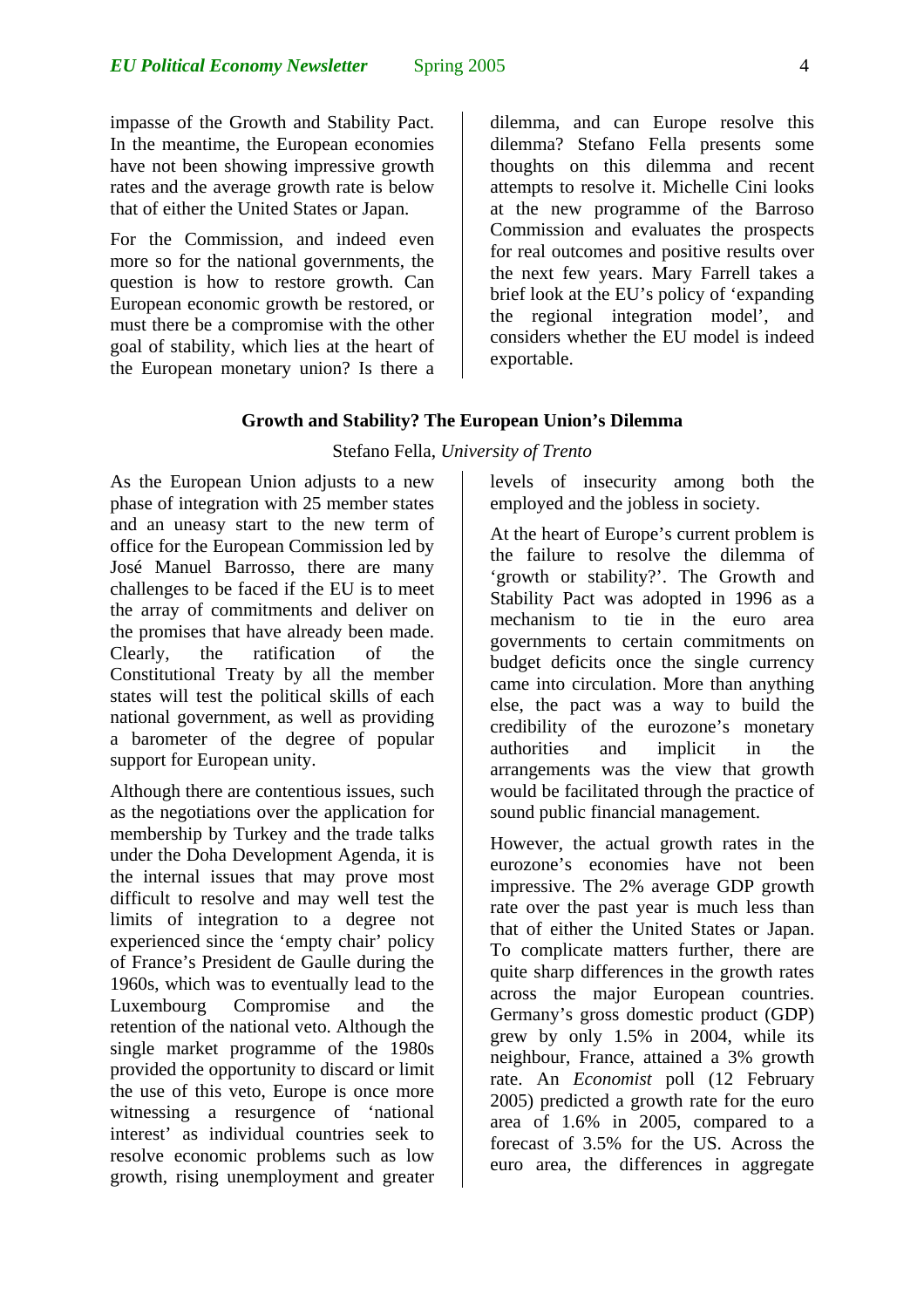impasse of the Growth and Stability Pact. In the meantime, the European economies have not been showing impressive growth rates and the average growth rate is below that of either the United States or Japan.

For the Commission, and indeed even more so for the national governments, the question is how to restore growth. Can European economic growth be restored, or must there be a compromise with the other goal of stability, which lies at the heart of the European monetary union? Is there a dilemma, and can Europe resolve this dilemma? Stefano Fella presents some thoughts on this dilemma and recent attempts to resolve it. Michelle Cini looks at the new programme of the Barroso Commission and evaluates the prospects for real outcomes and positive results over the next few years. Mary Farrell takes a brief look at the EU's policy of 'expanding the regional integration model', and considers whether the EU model is indeed exportable.

## Growth and Stability? The European Union's Dilemma

Stefano Fella, *University of Trento*

As the European Union adjusts to a new phase of integration with 25 member states and an uneasy start to the new term of office for the European Commission led by José Manuel Barrosso, there are many challenges to be faced if the EU is to meet the array of commitments and deliver on the promises that have already been made. Clearly, the ratification of the Constitutional Treaty by all the member states will test the political skills of each national government, as well as providing a barometer of the degree of popular support for European unity.

Although there are contentious issues, such as the negotiations over the application for membership by Turkey and the trade talks under the Doha Development Agenda, it is the internal issues that may prove most difficult to resolve and may well test the limits of integration to a degree not experienced since the 'empty chair' policy of France's President de Gaulle during the 1960s, which was to eventually lead to the Luxembourg Compromise and the retention of the national veto. Although the single market programme of the 1980s provided the opportunity to discard or limit the use of this veto, Europe is once more witnessing a resurgence of 'national interest' as individual countries seek to resolve economic problems such as low growth, rising unemployment and greater levels of insecurity among both the employed and the jobless in society.

At the heart of Europe's current problem is the failure to resolve the dilemma of 'growth or stability?'. The Growth and Stability Pact was adopted in 1996 as a mechanism to tie in the euro area governments to certain commitments on budget deficits once the single currency came into circulation. More than anything else, the pact was a way to build the credibility of the eurozone's monetary authorities and implicit in the arrangements was the view that growth would be facilitated through the practice of sound public financial management.

However, the actual growth rates in the eurozone's economies have not been impressive. The 2% average GDP growth rate over the past year is much less than that of either the United States or Japan. To complicate matters further, there are quite sharp differences in the growth rates across the major European countries. Germany's gross domestic product (GDP) grew by only 1.5% in 2004, while its neighbour, France, attained a 3% growth rate. An *Economist* poll (12 February 2005) predicted a growth rate for the euro area of 1.6% in 2005, compared to a forecast of 3.5% for the US. Across the euro area, the differences in aggregate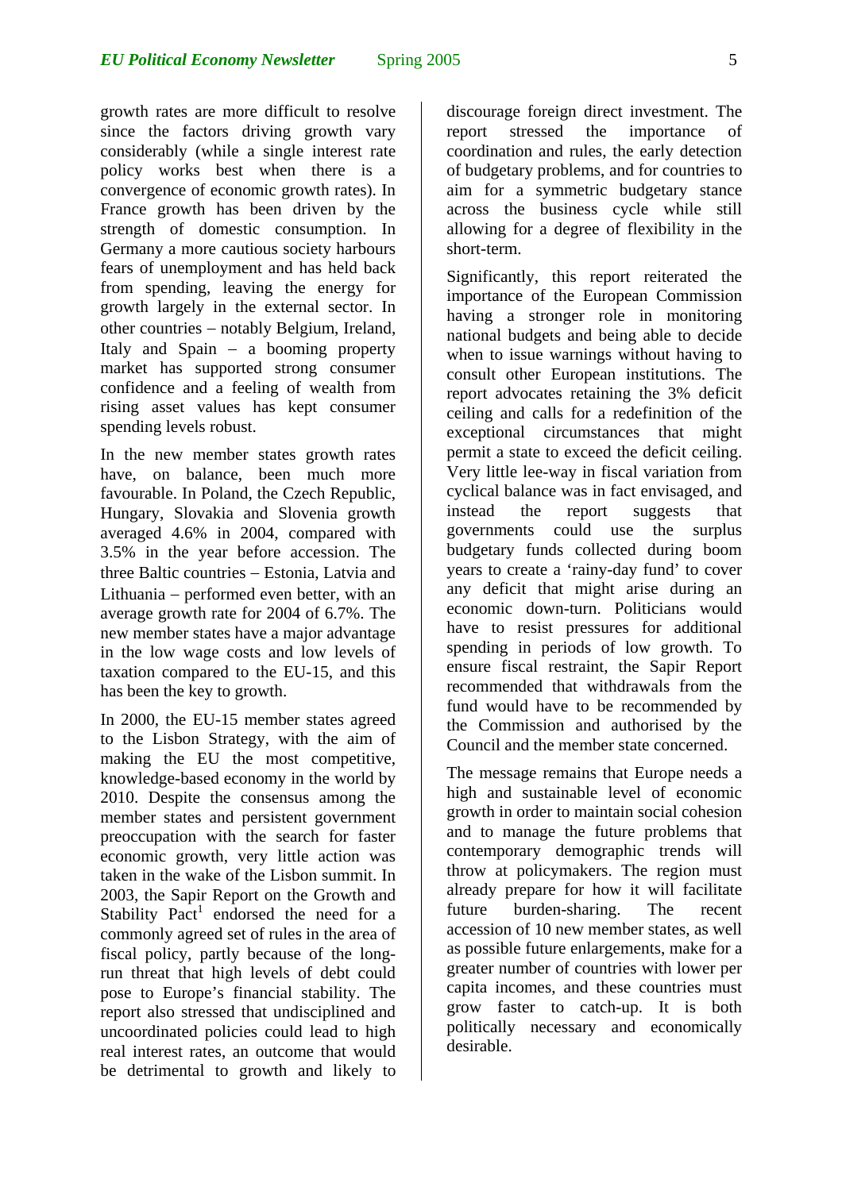growth rates are more difficult to resolve since the factors driving growth vary considerably (while a single interest rate policy works best when there is a convergence of economic growth rates). In France growth has been driven by the strength of domestic consumption. In Germany a more cautious society harbours fears of unemployment and has held back from spending, leaving the energy for growth largely in the external sector. In other countries – notably Belgium, Ireland, Italy and Spain – a booming property market has supported strong consumer confidence and a feeling of wealth from rising asset values has kept consumer spending levels robust.

In the new member states growth rates have, on balance, been much more favourable. In Poland, the Czech Republic, Hungary, Slovakia and Slovenia growth averaged 4.6% in 2004, compared with 3.5% in the year before accession. The three Baltic countries – Estonia, Latvia and Lithuania – performed even better, with an average growth rate for 2004 of 6.7%. The new member states have a major advantage in the low wage costs and low levels of taxation compared to the EU-15, and this has been the key to growth.

In 2000, the EU-15 member states agreed to the Lisbon Strategy, with the aim of making the EU the most competitive, knowledge-based economy in the world by 2010. Despite the consensus among the member states and persistent government preoccupation with the search for faster economic growth, very little action was taken in the wake of the Lisbon summit. In 2003, the Sapir Report on the Growth and Stability Pact[1] endorsed the need for a commonly agreed set of rules in the area of fiscal policy, partly because of the long-run threat that high levels of debt could pose to Europe's financial stability. The report also stressed that undisciplined and uncoordinated policies could lead to high real interest rates, an outcome that would be detrimental to growth and likely to discourage foreign direct investment. The report stressed the importance of coordination and rules, the early detection of budgetary problems, and for countries to aim for a symmetric budgetary stance across the business cycle while still allowing for a degree of flexibility in the short-term.

Significantly, this report reiterated the importance of the European Commission having a stronger role in monitoring national budgets and being able to decide when to issue warnings without having to consult other European institutions. The report advocates retaining the 3% deficit ceiling and calls for a redefinition of the exceptional circumstances that might permit a state to exceed the deficit ceiling. Very little lee-way in fiscal variation from cyclical balance was in fact envisaged, and instead the report suggests that governments could use the surplus budgetary funds collected during boom years to create a 'rainy-day fund' to cover any deficit that might arise during an economic down-turn. Politicians would have to resist pressures for additional spending in periods of low growth. To ensure fiscal restraint, the Sapir Report recommended that withdrawals from the fund would have to be recommended by the Commission and authorised by the Council and the member state concerned.

The message remains that Europe needs a high and sustainable level of economic growth in order to maintain social cohesion and to manage the future problems that contemporary demographic trends will throw at policymakers. The region must already prepare for how it will facilitate future burden-sharing. The recent accession of 10 new member states, as well as possible future enlargements, make for a greater number of countries with lower per capita incomes, and these countries must grow faster to catch-up. It is both politically necessary and economically desirable.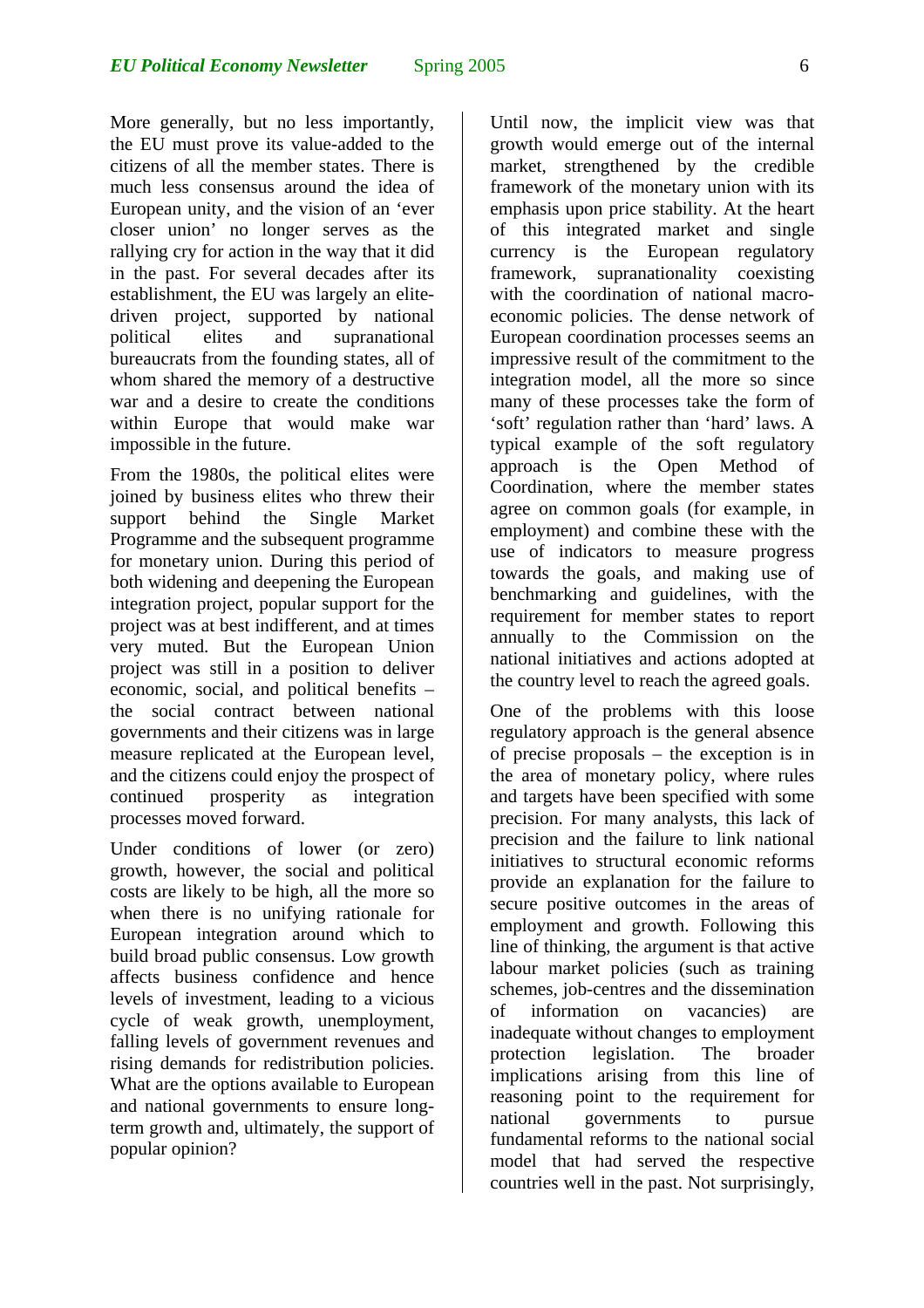More generally, but no less importantly, the EU must prove its value-added to the citizens of all the member states. There is much less consensus around the idea of European unity, and the vision of an 'ever closer union' no longer serves as the rallying cry for action in the way that it did in the past. For several decades after its establishment, the EU was largely an elite-driven project, supported by national political elites and supranational bureaucrats from the founding states, all of whom shared the memory of a destructive war and a desire to create the conditions within Europe that would make war impossible in the future.

From the 1980s, the political elites were joined by business elites who threw their support behind the Single Market Programme and the subsequent programme for monetary union. During this period of both widening and deepening the European integration project, popular support for the project was at best indifferent, and at times very muted. But the European Union project was still in a position to deliver economic, social, and political benefits – the social contract between national governments and their citizens was in large measure replicated at the European level, and the citizens could enjoy the prospect of continued prosperity as integration processes moved forward.

Under conditions of lower (or zero) growth, however, the social and political costs are likely to be high, all the more so when there is no unifying rationale for European integration around which to build broad public consensus. Low growth affects business confidence and hence levels of investment, leading to a vicious cycle of weak growth, unemployment, falling levels of government revenues and rising demands for redistribution policies. What are the options available to European and national governments to ensure long-term growth and, ultimately, the support of popular opinion?

Until now, the implicit view was that growth would emerge out of the internal market, strengthened by the credible framework of the monetary union with its emphasis upon price stability. At the heart of this integrated market and single currency is the European regulatory framework, supranationality coexisting with the coordination of national macro-economic policies. The dense network of European coordination processes seems an impressive result of the commitment to the integration model, all the more so since many of these processes take the form of 'soft' regulation rather than 'hard' laws. A typical example of the soft regulatory approach is the Open Method of Coordination, where the member states agree on common goals (for example, in employment) and combine these with the use of indicators to measure progress towards the goals, and making use of benchmarking and guidelines, with the requirement for member states to report annually to the Commission on the national initiatives and actions adopted at the country level to reach the agreed goals.

One of the problems with this loose regulatory approach is the general absence of precise proposals – the exception is in the area of monetary policy, where rules and targets have been specified with some precision. For many analysts, this lack of precision and the failure to link national initiatives to structural economic reforms provide an explanation for the failure to secure positive outcomes in the areas of employment and growth. Following this line of thinking, the argument is that active labour market policies (such as training schemes, job-centres and the dissemination of information on vacancies) are inadequate without changes to employment protection legislation. The broader implications arising from this line of reasoning point to the requirement for national governments to pursue fundamental reforms to the national social model that had served the respective countries well in the past. Not surprisingly,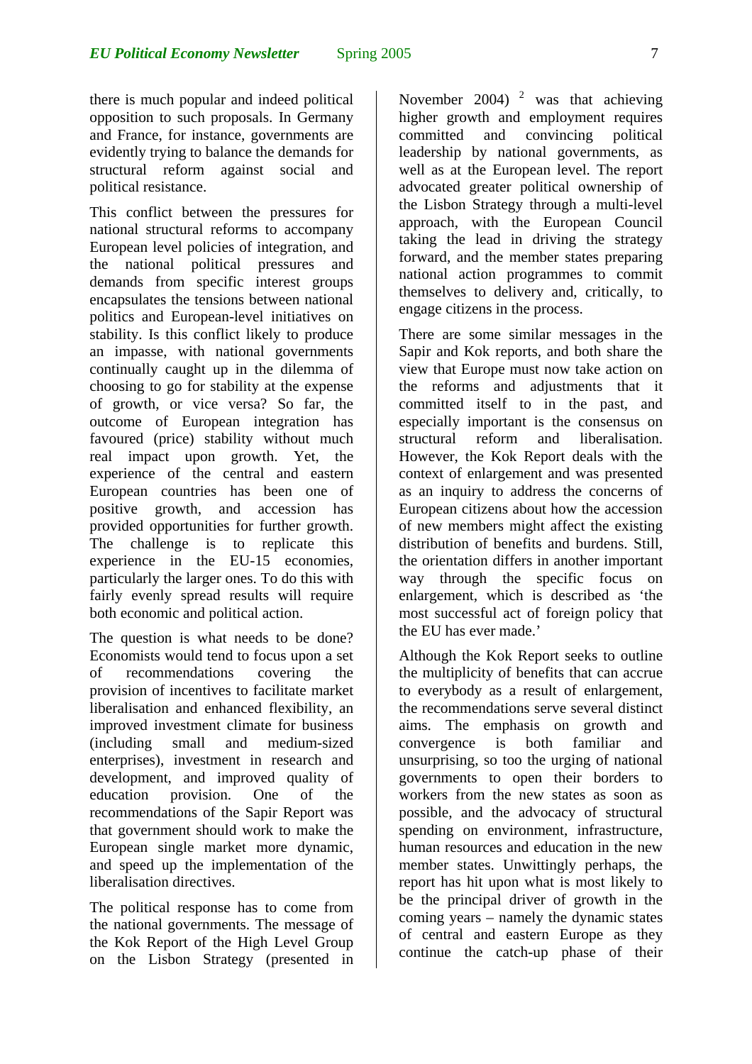there is much popular and indeed political opposition to such proposals. In Germany and France, for instance, governments are evidently trying to balance the demands for structural reform against social and political resistance.

This conflict between the pressures for national structural reforms to accompany European level policies of integration, and the national political pressures and demands from specific interest groups encapsulates the tensions between national politics and European-level initiatives on stability. Is this conflict likely to produce an impasse, with national governments continually caught up in the dilemma of choosing to go for stability at the expense of growth, or vice versa? So far, the outcome of European integration has favoured (price) stability without much real impact upon growth. Yet, the experience of the central and eastern European countries has been one of positive growth, and accession has provided opportunities for further growth. The challenge is to replicate this experience in the EU-15 economies, particularly the larger ones. To do this with fairly evenly spread results will require both economic and political action.

The question is what needs to be done? Economists would tend to focus upon a set of recommendations covering the provision of incentives to facilitate market liberalisation and enhanced flexibility, an improved investment climate for business (including small and medium-sized enterprises), investment in research and development, and improved quality of education provision. One of the recommendations of the Sapir Report was that government should work to make the European single market more dynamic, and speed up the implementation of the liberalisation directives.

The political response has to come from the national governments. The message of the Kok Report of the High Level Group on the Lisbon Strategy (presented in November 2004) [2] was that achieving higher growth and employment requires committed and convincing political leadership by national governments, as well as at the European level. The report advocated greater political ownership of the Lisbon Strategy through a multi-level approach, with the European Council taking the lead in driving the strategy forward, and the member states preparing national action programmes to commit themselves to delivery and, critically, to engage citizens in the process.

There are some similar messages in the Sapir and Kok reports, and both share the view that Europe must now take action on the reforms and adjustments that it committed itself to in the past, and especially important is the consensus on structural reform and liberalisation. However, the Kok Report deals with the context of enlargement and was presented as an inquiry to address the concerns of European citizens about how the accession of new members might affect the existing distribution of benefits and burdens. Still, the orientation differs in another important way through the specific focus on enlargement, which is described as 'the most successful act of foreign policy that the EU has ever made.'

Although the Kok Report seeks to outline the multiplicity of benefits that can accrue to everybody as a result of enlargement, the recommendations serve several distinct aims. The emphasis on growth and convergence is both familiar and unsurprising, so too the urging of national governments to open their borders to workers from the new states as soon as possible, and the advocacy of structural spending on environment, infrastructure, human resources and education in the new member states. Unwittingly perhaps, the report has hit upon what is most likely to be the principal driver of growth in the coming years – namely the dynamic states of central and eastern Europe as they continue the catch-up phase of their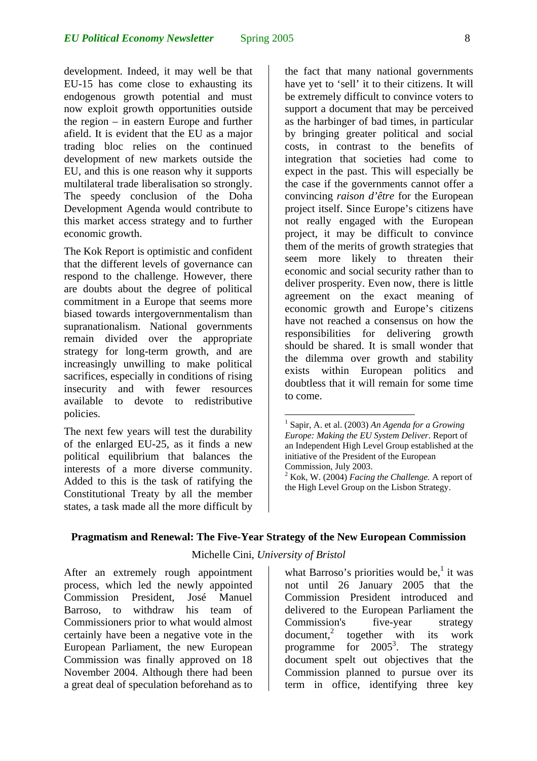development. Indeed, it may well be that EU-15 has come close to exhausting its endogenous growth potential and must now exploit growth opportunities outside the region – in eastern Europe and further afield. It is evident that the EU as a major trading bloc relies on the continued development of new markets outside the EU, and this is one reason why it supports multilateral trade liberalisation so strongly. The speedy conclusion of the Doha Development Agenda would contribute to this market access strategy and to further economic growth.

The Kok Report is optimistic and confident that the different levels of governance can respond to the challenge. However, there are doubts about the degree of political commitment in a Europe that seems more biased towards intergovernmentalism than supranationalism. National governments remain divided over the appropriate strategy for long-term growth, and are increasingly unwilling to make political sacrifices, especially in conditions of rising insecurity and with fewer resources available to devote to redistributive policies.

The next few years will test the durability of the enlarged EU-25, as it finds a new political equilibrium that balances the interests of a more diverse community. Added to this is the task of ratifying the Constitutional Treaty by all the member states, a task made all the more difficult by the fact that many national governments have yet to 'sell' it to their citizens. It will be extremely difficult to convince voters to support a document that may be perceived as the harbinger of bad times, in particular by bringing greater political and social costs, in contrast to the benefits of integration that societies had come to expect in the past. This will especially be the case if the governments cannot offer a convincing *raison d'être* for the European project itself. Since Europe's citizens have not really engaged with the European project, it may be difficult to convince them of the merits of growth strategies that seem more likely to threaten their economic and social security rather than to deliver prosperity. Even now, there is little agreement on the exact meaning of economic growth and Europe's citizens have not reached a consensus on how the responsibilities for delivering growth should be shared. It is small wonder that the dilemma over growth and stability exists within European politics and doubtless that it will remain for some time to come.

[1] Sapir, A. et al. (2003) *An Agenda for a Growing Europe: Making the EU System Deliver*. Report of an Independent High Level Group established at the initiative of the President of the European Commission, July 2003.

[2] Kok, W. (2004) *Facing the Challenge.* A report of the High Level Group on the Lisbon Strategy.

## Pragmatism and Renewal: The Five-Year Strategy of the New European Commission

Michelle Cini, *University of Bristol*

After an extremely rough appointment process, which led the newly appointed Commission President, José Manuel Barroso, to withdraw his team of Commissioners prior to what would almost certainly have been a negative vote in the European Parliament, the new European Commission was finally approved on 18 November 2004. Although there had been a great deal of speculation beforehand as to what Barroso's priorities would be,[1] it was not until 26 January 2005 that the Commission President introduced and delivered to the European Parliament the Commission's five-year strategy document,[2] together with its work programme for 2005[3]. The strategy document spelt out objectives that the Commission planned to pursue over its term in office, identifying three key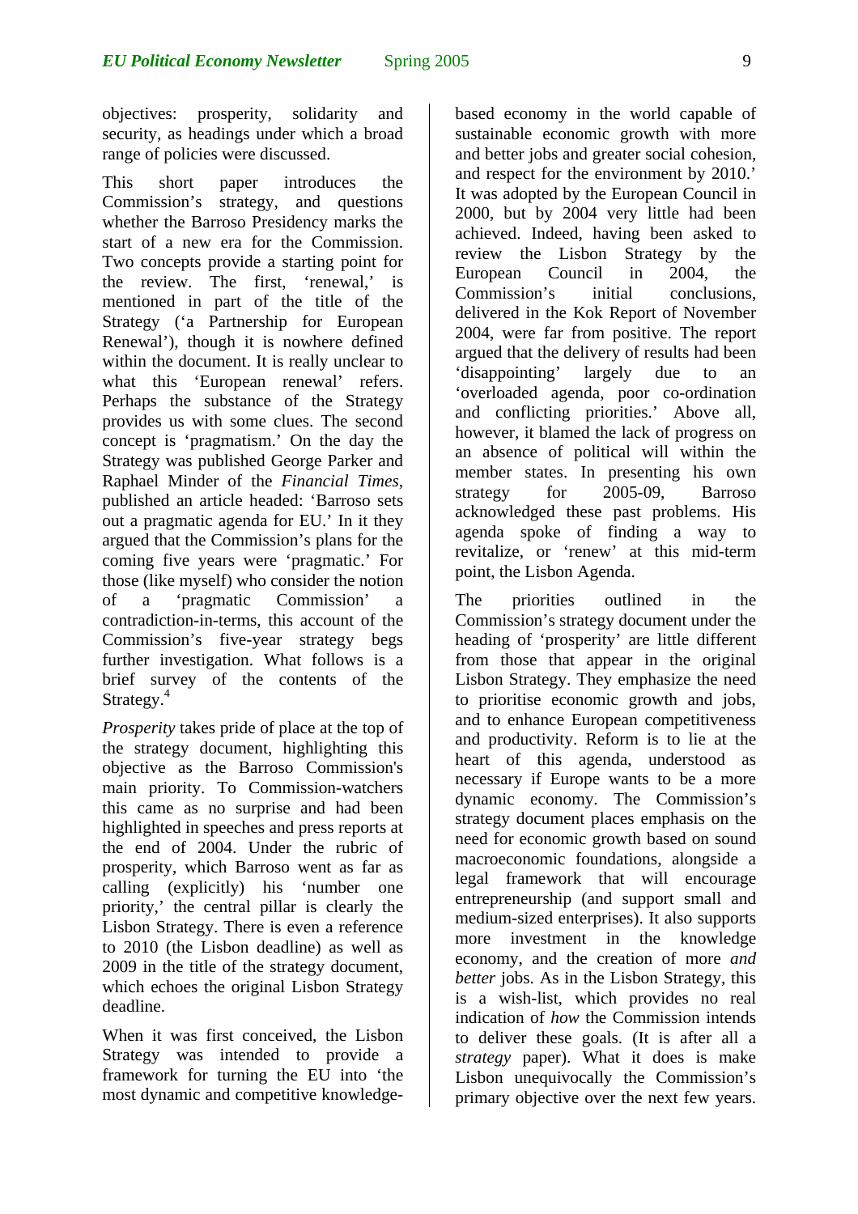objectives: prosperity, solidarity and security, as headings under which a broad range of policies were discussed.

This short paper introduces the Commission's strategy, and questions whether the Barroso Presidency marks the start of a new era for the Commission. Two concepts provide a starting point for the review. The first, 'renewal,' is mentioned in part of the title of the Strategy ('a Partnership for European Renewal'), though it is nowhere defined within the document. It is really unclear to what this 'European renewal' refers. Perhaps the substance of the Strategy provides us with some clues. The second concept is 'pragmatism.' On the day the Strategy was published George Parker and Raphael Minder of the *Financial Times*, published an article headed: 'Barroso sets out a pragmatic agenda for EU.' In it they argued that the Commission's plans for the coming five years were 'pragmatic.' For those (like myself) who consider the notion of a 'pragmatic Commission' a contradiction-in-terms, this account of the Commission's five-year strategy begs further investigation. What follows is a brief survey of the contents of the Strategy.[4]

*Prosperity* takes pride of place at the top of the strategy document, highlighting this objective as the Barroso Commission's main priority. To Commission-watchers this came as no surprise and had been highlighted in speeches and press reports at the end of 2004. Under the rubric of prosperity, which Barroso went as far as calling (explicitly) his 'number one priority,' the central pillar is clearly the Lisbon Strategy. There is even a reference to 2010 (the Lisbon deadline) as well as 2009 in the title of the strategy document, which echoes the original Lisbon Strategy deadline.

When it was first conceived, the Lisbon Strategy was intended to provide a framework for turning the EU into 'the most dynamic and competitive knowledge-based economy in the world capable of sustainable economic growth with more and better jobs and greater social cohesion, and respect for the environment by 2010.' It was adopted by the European Council in 2000, but by 2004 very little had been achieved. Indeed, having been asked to review the Lisbon Strategy by the European Council in 2004, the Commission's initial conclusions, delivered in the Kok Report of November 2004, were far from positive. The report argued that the delivery of results had been 'disappointing' largely due to an 'overloaded agenda, poor co-ordination and conflicting priorities.' Above all, however, it blamed the lack of progress on an absence of political will within the member states. In presenting his own strategy for 2005-09, Barroso acknowledged these past problems. His agenda spoke of finding a way to revitalize, or 'renew' at this mid-term point, the Lisbon Agenda.

The priorities outlined in the Commission's strategy document under the heading of 'prosperity' are little different from those that appear in the original Lisbon Strategy. They emphasize the need to prioritise economic growth and jobs, and to enhance European competitiveness and productivity. Reform is to lie at the heart of this agenda, understood as necessary if Europe wants to be a more dynamic economy. The Commission's strategy document places emphasis on the need for economic growth based on sound macroeconomic foundations, alongside a legal framework that will encourage entrepreneurship (and support small and medium-sized enterprises). It also supports more investment in the knowledge economy, and the creation of more *and better* jobs. As in the Lisbon Strategy, this is a wish-list, which provides no real indication of *how* the Commission intends to deliver these goals. (It is after all a *strategy* paper). What it does is make Lisbon unequivocally the Commission's primary objective over the next few years.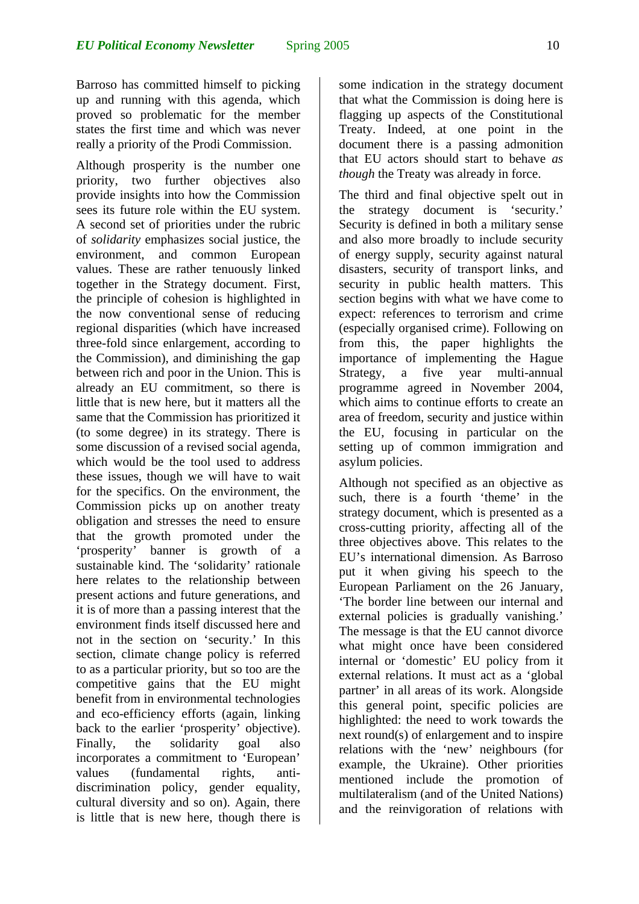Barroso has committed himself to picking up and running with this agenda, which proved so problematic for the member states the first time and which was never really a priority of the Prodi Commission.

Although prosperity is the number one priority, two further objectives also provide insights into how the Commission sees its future role within the EU system. A second set of priorities under the rubric of *solidarity* emphasizes social justice, the environment, and common European values. These are rather tenuously linked together in the Strategy document. First, the principle of cohesion is highlighted in the now conventional sense of reducing regional disparities (which have increased three-fold since enlargement, according to the Commission), and diminishing the gap between rich and poor in the Union. This is already an EU commitment, so there is little that is new here, but it matters all the same that the Commission has prioritized it (to some degree) in its strategy. There is some discussion of a revised social agenda, which would be the tool used to address these issues, though we will have to wait for the specifics. On the environment, the Commission picks up on another treaty obligation and stresses the need to ensure that the growth promoted under the 'prosperity' banner is growth of a sustainable kind. The 'solidarity' rationale here relates to the relationship between present actions and future generations, and it is of more than a passing interest that the environment finds itself discussed here and not in the section on 'security.' In this section, climate change policy is referred to as a particular priority, but so too are the competitive gains that the EU might benefit from in environmental technologies and eco-efficiency efforts (again, linking back to the earlier 'prosperity' objective). Finally, the solidarity goal also incorporates a commitment to 'European' values (fundamental rights, anti-discrimination policy, gender equality, cultural diversity and so on). Again, there is little that is new here, though there is some indication in the strategy document that what the Commission is doing here is flagging up aspects of the Constitutional Treaty. Indeed, at one point in the document there is a passing admonition that EU actors should start to behave *as though* the Treaty was already in force.

The third and final objective spelt out in the strategy document is 'security.' Security is defined in both a military sense and also more broadly to include security of energy supply, security against natural disasters, security of transport links, and security in public health matters. This section begins with what we have come to expect: references to terrorism and crime (especially organised crime). Following on from this, the paper highlights the importance of implementing the Hague Strategy, a five year multi-annual programme agreed in November 2004, which aims to continue efforts to create an area of freedom, security and justice within the EU, focusing in particular on the setting up of common immigration and asylum policies.

Although not specified as an objective as such, there is a fourth 'theme' in the strategy document, which is presented as a cross-cutting priority, affecting all of the three objectives above. This relates to the EU's international dimension. As Barroso put it when giving his speech to the European Parliament on the 26 January, 'The border line between our internal and external policies is gradually vanishing.' The message is that the EU cannot divorce what might once have been considered internal or 'domestic' EU policy from it external relations. It must act as a 'global partner' in all areas of its work. Alongside this general point, specific policies are highlighted: the need to work towards the next round(s) of enlargement and to inspire relations with the 'new' neighbours (for example, the Ukraine). Other priorities mentioned include the promotion of multilateralism (and of the United Nations) and the reinvigoration of relations with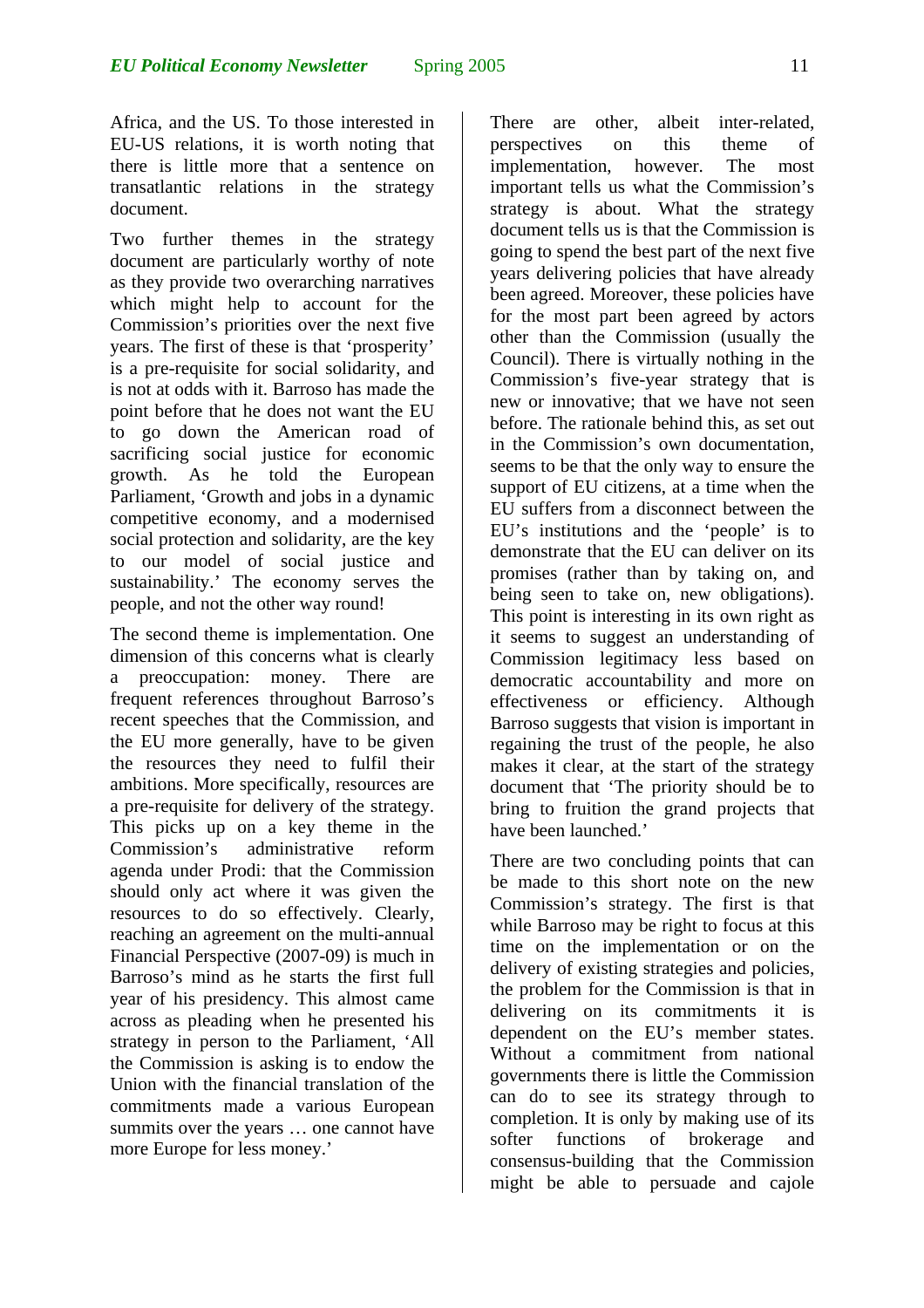Africa, and the US. To those interested in EU-US relations, it is worth noting that there is little more that a sentence on transatlantic relations in the strategy document.

Two further themes in the strategy document are particularly worthy of note as they provide two overarching narratives which might help to account for the Commission's priorities over the next five years. The first of these is that 'prosperity' is a pre-requisite for social solidarity, and is not at odds with it. Barroso has made the point before that he does not want the EU to go down the American road of sacrificing social justice for economic growth. As he told the European Parliament, 'Growth and jobs in a dynamic competitive economy, and a modernised social protection and solidarity, are the key to our model of social justice and sustainability.' The economy serves the people, and not the other way round!

The second theme is implementation. One dimension of this concerns what is clearly a preoccupation: money. There are frequent references throughout Barroso's recent speeches that the Commission, and the EU more generally, have to be given the resources they need to fulfil their ambitions. More specifically, resources are a pre-requisite for delivery of the strategy. This picks up on a key theme in the Commission's administrative reform agenda under Prodi: that the Commission should only act where it was given the resources to do so effectively. Clearly, reaching an agreement on the multi-annual Financial Perspective (2007-09) is much in Barroso's mind as he starts the first full year of his presidency. This almost came across as pleading when he presented his strategy in person to the Parliament, 'All the Commission is asking is to endow the Union with the financial translation of the commitments made a various European summits over the years … one cannot have more Europe for less money.'

There are other, albeit inter-related, perspectives on this theme of implementation, however. The most important tells us what the Commission's strategy is about. What the strategy document tells us is that the Commission is going to spend the best part of the next five years delivering policies that have already been agreed. Moreover, these policies have for the most part been agreed by actors other than the Commission (usually the Council). There is virtually nothing in the Commission's five-year strategy that is new or innovative; that we have not seen before. The rationale behind this, as set out in the Commission's own documentation, seems to be that the only way to ensure the support of EU citizens, at a time when the EU suffers from a disconnect between the EU's institutions and the 'people' is to demonstrate that the EU can deliver on its promises (rather than by taking on, and being seen to take on, new obligations). This point is interesting in its own right as it seems to suggest an understanding of Commission legitimacy less based on democratic accountability and more on effectiveness or efficiency. Although Barroso suggests that vision is important in regaining the trust of the people, he also makes it clear, at the start of the strategy document that 'The priority should be to bring to fruition the grand projects that have been launched.'

There are two concluding points that can be made to this short note on the new Commission's strategy. The first is that while Barroso may be right to focus at this time on the implementation or on the delivery of existing strategies and policies, the problem for the Commission is that in delivering on its commitments it is dependent on the EU's member states. Without a commitment from national governments there is little the Commission can do to see its strategy through to completion. It is only by making use of its softer functions of brokerage and consensus-building that the Commission might be able to persuade and cajole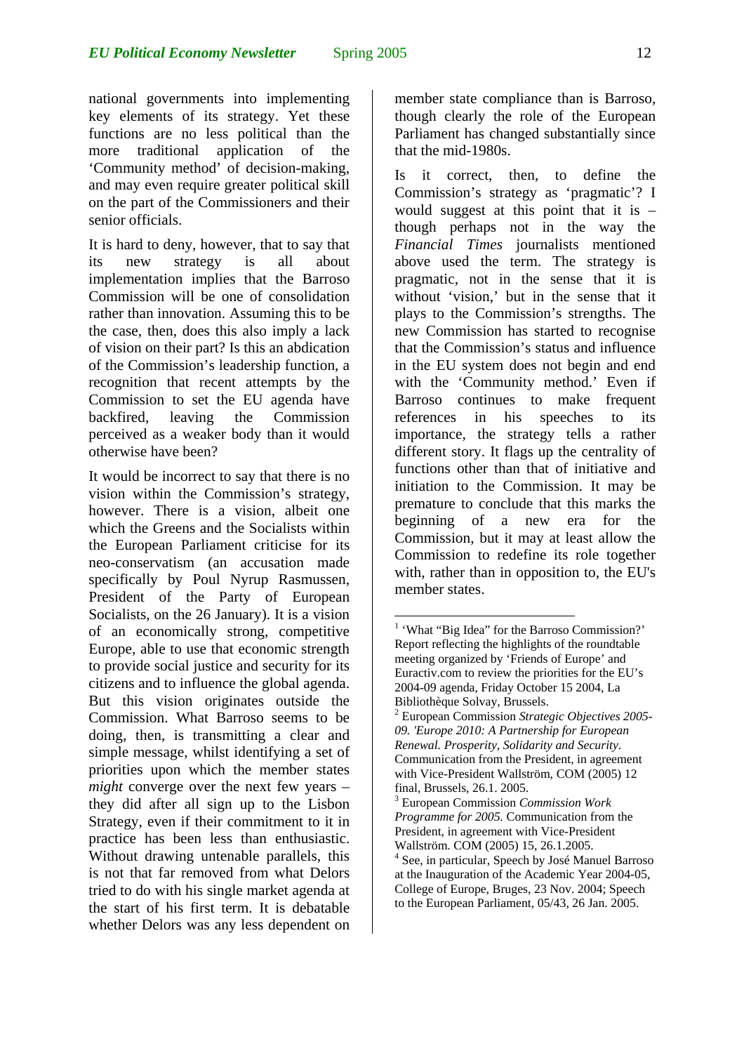national governments into implementing key elements of its strategy. Yet these functions are no less political than the more traditional application of the 'Community method' of decision-making, and may even require greater political skill on the part of the Commissioners and their senior officials.

It is hard to deny, however, that to say that its new strategy is all about implementation implies that the Barroso Commission will be one of consolidation rather than innovation. Assuming this to be the case, then, does this also imply a lack of vision on their part? Is this an abdication of the Commission's leadership function, a recognition that recent attempts by the Commission to set the EU agenda have backfired, leaving the Commission perceived as a weaker body than it would otherwise have been?

It would be incorrect to say that there is no vision within the Commission's strategy, however. There is a vision, albeit one which the Greens and the Socialists within the European Parliament criticise for its neo-conservatism (an accusation made specifically by Poul Nyrup Rasmussen, President of the Party of European Socialists, on the 26 January). It is a vision of an economically strong, competitive Europe, able to use that economic strength to provide social justice and security for its citizens and to influence the global agenda. But this vision originates outside the Commission. What Barroso seems to be doing, then, is transmitting a clear and simple message, whilst identifying a set of priorities upon which the member states *might* converge over the next few years – they did after all sign up to the Lisbon Strategy, even if their commitment to it in practice has been less than enthusiastic. Without drawing untenable parallels, this is not that far removed from what Delors tried to do with his single market agenda at the start of his first term. It is debatable whether Delors was any less dependent on member state compliance than is Barroso, though clearly the role of the European Parliament has changed substantially since that the mid-1980s.

Is it correct, then, to define the Commission's strategy as 'pragmatic'? I would suggest at this point that it is – though perhaps not in the way the *Financial Times* journalists mentioned above used the term. The strategy is pragmatic, not in the sense that it is without 'vision,' but in the sense that it plays to the Commission's strengths. The new Commission has started to recognise that the Commission's status and influence in the EU system does not begin and end with the 'Community method.' Even if Barroso continues to make frequent references in his speeches to its importance, the strategy tells a rather different story. It flags up the centrality of functions other than that of initiative and initiation to the Commission. It may be premature to conclude that this marks the beginning of a new era for the Commission, but it may at least allow the Commission to redefine its role together with, rather than in opposition to, the EU's member states.

---

[1] 'What "Big Idea" for the Barroso Commission?' Report reflecting the highlights of the roundtable meeting organized by 'Friends of Europe' and Euractiv.com to review the priorities for the EU's 2004-09 agenda, Friday October 15 2004, La Bibliothèque Solvay, Brussels.

[2] European Commission *Strategic Objectives 2005-09. 'Europe 2010: A Partnership for European Renewal. Prosperity, Solidarity and Security.* Communication from the President, in agreement with Vice-President Wallström, COM (2005) 12 final, Brussels, 26.1. 2005.

[3] European Commission *Commission Work Programme for 2005.* Communication from the President, in agreement with Vice-President Wallström. COM (2005) 15, 26.1.2005.

[4] See, in particular, Speech by José Manuel Barroso at the Inauguration of the Academic Year 2004-05, College of Europe, Bruges, 23 Nov. 2004; Speech to the European Parliament, 05/43, 26 Jan. 2005.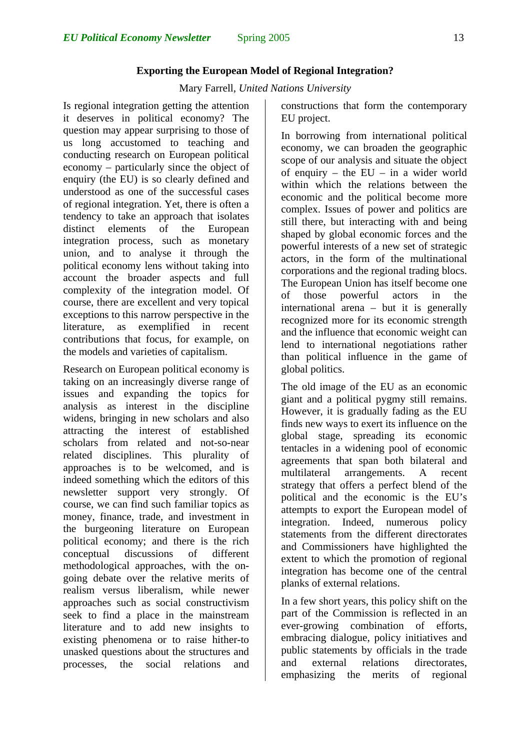## Exporting the European Model of Regional Integration?

Mary Farrell, *United Nations University*

Is regional integration getting the attention it deserves in political economy? The question may appear surprising to those of us long accustomed to teaching and conducting research on European political economy – particularly since the object of enquiry (the EU) is so clearly defined and understood as one of the successful cases of regional integration. Yet, there is often a tendency to take an approach that isolates distinct elements of the European integration process, such as monetary union, and to analyse it through the political economy lens without taking into account the broader aspects and full complexity of the integration model. Of course, there are excellent and very topical exceptions to this narrow perspective in the literature, as exemplified in recent contributions that focus, for example, on the models and varieties of capitalism.

Research on European political economy is taking on an increasingly diverse range of issues and expanding the topics for analysis as interest in the discipline widens, bringing in new scholars and also attracting the interest of established scholars from related and not-so-near related disciplines. This plurality of approaches is to be welcomed, and is indeed something which the editors of this newsletter support very strongly. Of course, we can find such familiar topics as money, finance, trade, and investment in the burgeoning literature on European political economy; and there is the rich conceptual discussions of different methodological approaches, with the on-going debate over the relative merits of realism versus liberalism, while newer approaches such as social constructivism seek to find a place in the mainstream literature and to add new insights to existing phenomena or to raise hither-to unasked questions about the structures and processes, the social relations and constructions that form the contemporary EU project.

In borrowing from international political economy, we can broaden the geographic scope of our analysis and situate the object of enquiry – the EU – in a wider world within which the relations between the economic and the political become more complex. Issues of power and politics are still there, but interacting with and being shaped by global economic forces and the powerful interests of a new set of strategic actors, in the form of the multinational corporations and the regional trading blocs. The European Union has itself become one of those powerful actors in the international arena – but it is generally recognized more for its economic strength and the influence that economic weight can lend to international negotiations rather than political influence in the game of global politics.

The old image of the EU as an economic giant and a political pygmy still remains. However, it is gradually fading as the EU finds new ways to exert its influence on the global stage, spreading its economic tentacles in a widening pool of economic agreements that span both bilateral and multilateral arrangements. A recent strategy that offers a perfect blend of the political and the economic is the EU's attempts to export the European model of integration. Indeed, numerous policy statements from the different directorates and Commissioners have highlighted the extent to which the promotion of regional integration has become one of the central planks of external relations.

In a few short years, this policy shift on the part of the Commission is reflected in an ever-growing combination of efforts, embracing dialogue, policy initiatives and public statements by officials in the trade and external relations directorates, emphasizing the merits of regional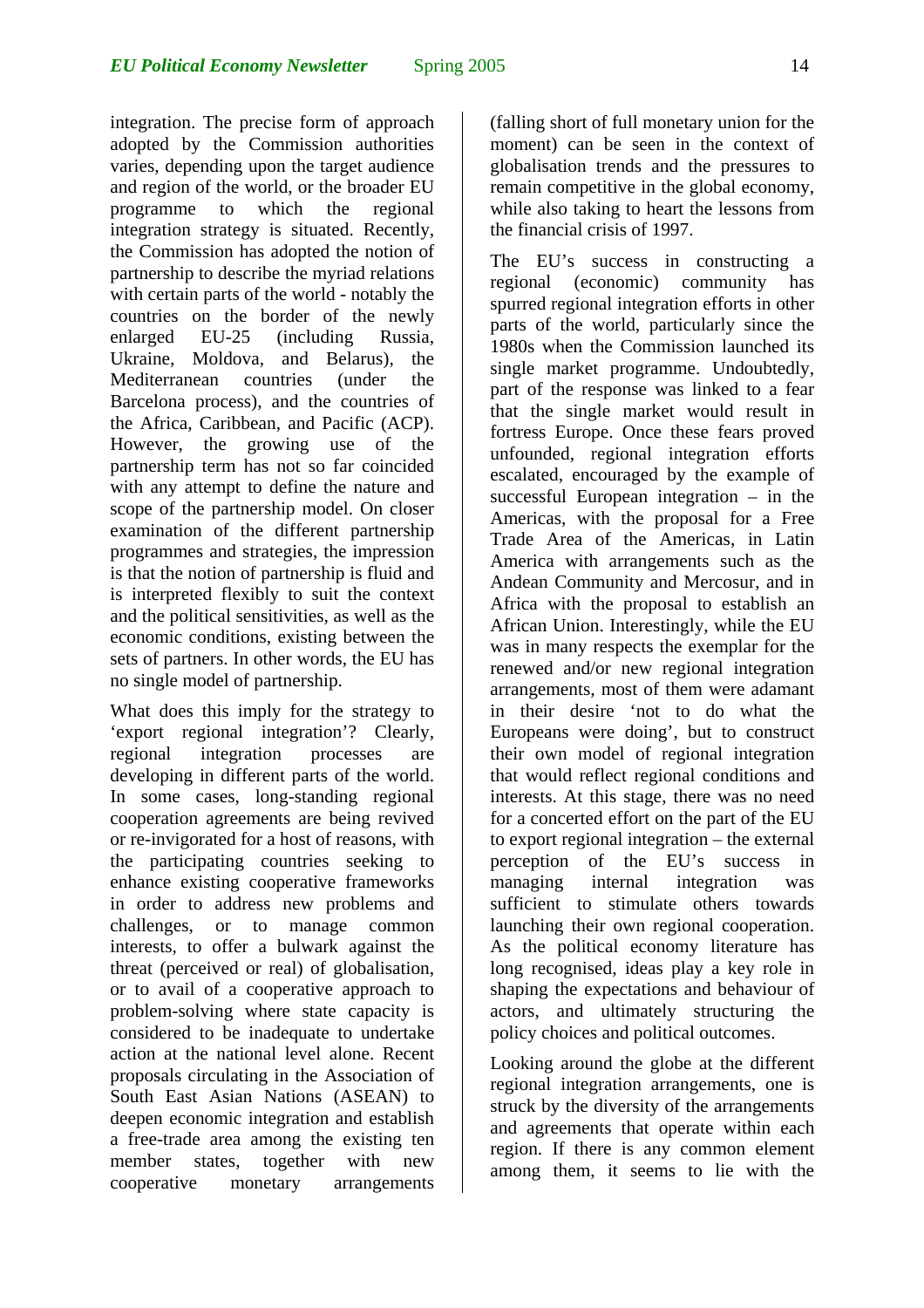integration. The precise form of approach adopted by the Commission authorities varies, depending upon the target audience and region of the world, or the broader EU programme to which the regional integration strategy is situated. Recently, the Commission has adopted the notion of partnership to describe the myriad relations with certain parts of the world - notably the countries on the border of the newly enlarged EU-25 (including Russia, Ukraine, Moldova, and Belarus), the Mediterranean countries (under the Barcelona process), and the countries of the Africa, Caribbean, and Pacific (ACP). However, the growing use of the partnership term has not so far coincided with any attempt to define the nature and scope of the partnership model. On closer examination of the different partnership programmes and strategies, the impression is that the notion of partnership is fluid and is interpreted flexibly to suit the context and the political sensitivities, as well as the economic conditions, existing between the sets of partners. In other words, the EU has no single model of partnership.

What does this imply for the strategy to 'export regional integration'? Clearly, regional integration processes are developing in different parts of the world. In some cases, long-standing regional cooperation agreements are being revived or re-invigorated for a host of reasons, with the participating countries seeking to enhance existing cooperative frameworks in order to address new problems and challenges, or to manage common interests, to offer a bulwark against the threat (perceived or real) of globalisation, or to avail of a cooperative approach to problem-solving where state capacity is considered to be inadequate to undertake action at the national level alone. Recent proposals circulating in the Association of South East Asian Nations (ASEAN) to deepen economic integration and establish a free-trade area among the existing ten member states, together with new cooperative monetary arrangements (falling short of full monetary union for the moment) can be seen in the context of globalisation trends and the pressures to remain competitive in the global economy, while also taking to heart the lessons from the financial crisis of 1997.

The EU's success in constructing a regional (economic) community has spurred regional integration efforts in other parts of the world, particularly since the 1980s when the Commission launched its single market programme. Undoubtedly, part of the response was linked to a fear that the single market would result in fortress Europe. Once these fears proved unfounded, regional integration efforts escalated, encouraged by the example of successful European integration – in the Americas, with the proposal for a Free Trade Area of the Americas, in Latin America with arrangements such as the Andean Community and Mercosur, and in Africa with the proposal to establish an African Union. Interestingly, while the EU was in many respects the exemplar for the renewed and/or new regional integration arrangements, most of them were adamant in their desire 'not to do what the Europeans were doing', but to construct their own model of regional integration that would reflect regional conditions and interests. At this stage, there was no need for a concerted effort on the part of the EU to export regional integration – the external perception of the EU's success in managing internal integration was sufficient to stimulate others towards launching their own regional cooperation. As the political economy literature has long recognised, ideas play a key role in shaping the expectations and behaviour of actors, and ultimately structuring the policy choices and political outcomes.

Looking around the globe at the different regional integration arrangements, one is struck by the diversity of the arrangements and agreements that operate within each region. If there is any common element among them, it seems to lie with the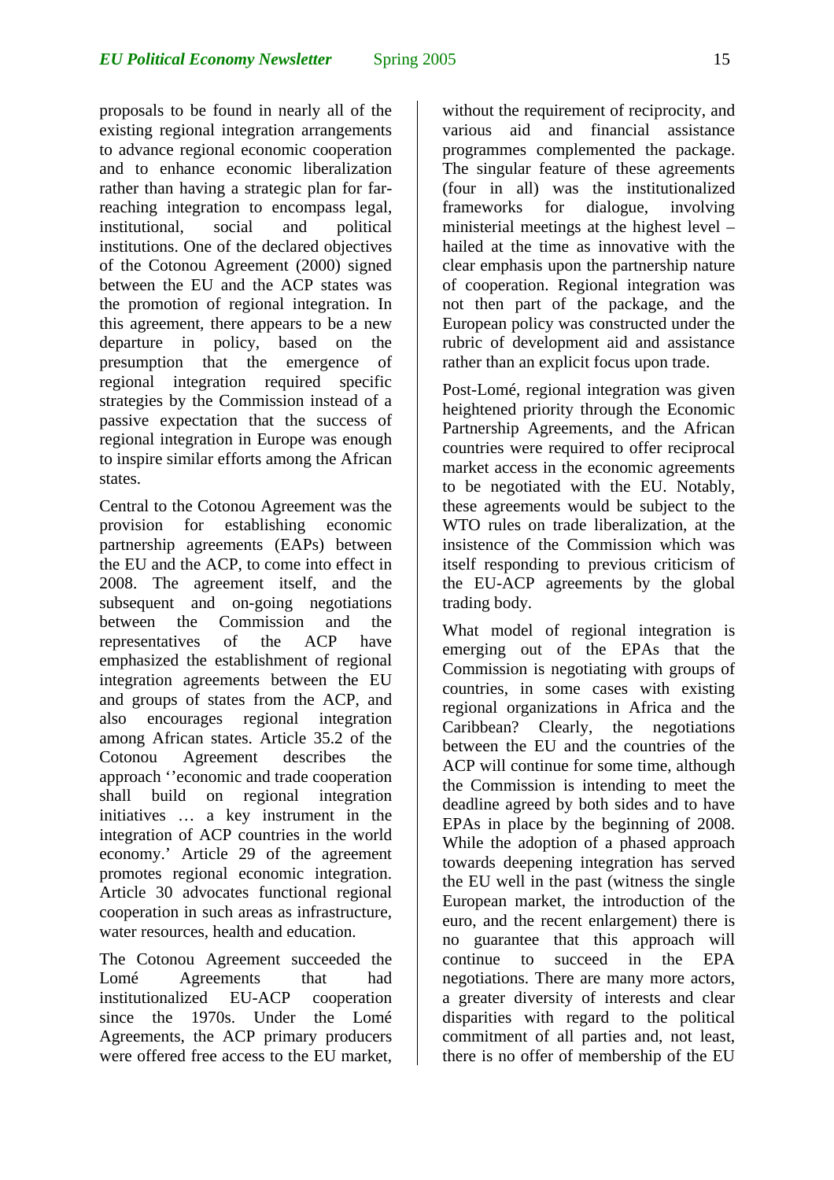proposals to be found in nearly all of the existing regional integration arrangements to advance regional economic cooperation and to enhance economic liberalization rather than having a strategic plan for far-reaching integration to encompass legal, institutional, social and political institutions. One of the declared objectives of the Cotonou Agreement (2000) signed between the EU and the ACP states was the promotion of regional integration. In this agreement, there appears to be a new departure in policy, based on the presumption that the emergence of regional integration required specific strategies by the Commission instead of a passive expectation that the success of regional integration in Europe was enough to inspire similar efforts among the African states.

Central to the Cotonou Agreement was the provision for establishing economic partnership agreements (EAPs) between the EU and the ACP, to come into effect in 2008. The agreement itself, and the subsequent and on-going negotiations between the Commission and the representatives of the ACP have emphasized the establishment of regional integration agreements between the EU and groups of states from the ACP, and also encourages regional integration among African states. Article 35.2 of the Cotonou Agreement describes the approach ''economic and trade cooperation shall build on regional integration initiatives … a key instrument in the integration of ACP countries in the world economy.' Article 29 of the agreement promotes regional economic integration. Article 30 advocates functional regional cooperation in such areas as infrastructure, water resources, health and education.

The Cotonou Agreement succeeded the Lomé Agreements that had institutionalized EU-ACP cooperation since the 1970s. Under the Lomé Agreements, the ACP primary producers were offered free access to the EU market, without the requirement of reciprocity, and various aid and financial assistance programmes complemented the package. The singular feature of these agreements (four in all) was the institutionalized frameworks for dialogue, involving ministerial meetings at the highest level – hailed at the time as innovative with the clear emphasis upon the partnership nature of cooperation. Regional integration was not then part of the package, and the European policy was constructed under the rubric of development aid and assistance rather than an explicit focus upon trade.

Post-Lomé, regional integration was given heightened priority through the Economic Partnership Agreements, and the African countries were required to offer reciprocal market access in the economic agreements to be negotiated with the EU. Notably, these agreements would be subject to the WTO rules on trade liberalization, at the insistence of the Commission which was itself responding to previous criticism of the EU-ACP agreements by the global trading body.

What model of regional integration is emerging out of the EPAs that the Commission is negotiating with groups of countries, in some cases with existing regional organizations in Africa and the Caribbean? Clearly, the negotiations between the EU and the countries of the ACP will continue for some time, although the Commission is intending to meet the deadline agreed by both sides and to have EPAs in place by the beginning of 2008. While the adoption of a phased approach towards deepening integration has served the EU well in the past (witness the single European market, the introduction of the euro, and the recent enlargement) there is no guarantee that this approach will continue to succeed in the EPA negotiations. There are many more actors, a greater diversity of interests and clear disparities with regard to the political commitment of all parties and, not least, there is no offer of membership of the EU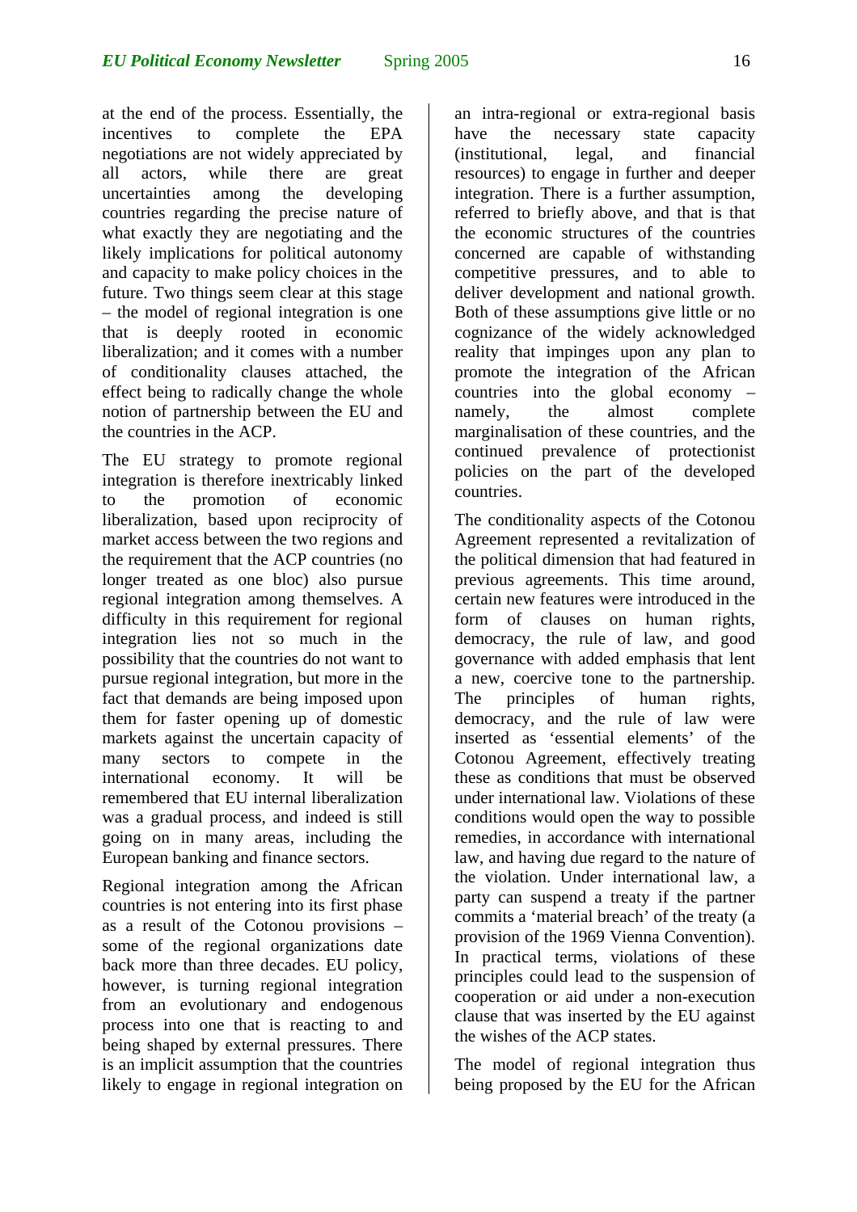at the end of the process. Essentially, the incentives to complete the EPA negotiations are not widely appreciated by all actors, while there are great uncertainties among the developing countries regarding the precise nature of what exactly they are negotiating and the likely implications for political autonomy and capacity to make policy choices in the future. Two things seem clear at this stage – the model of regional integration is one that is deeply rooted in economic liberalization; and it comes with a number of conditionality clauses attached, the effect being to radically change the whole notion of partnership between the EU and the countries in the ACP.

The EU strategy to promote regional integration is therefore inextricably linked to the promotion of economic liberalization, based upon reciprocity of market access between the two regions and the requirement that the ACP countries (no longer treated as one bloc) also pursue regional integration among themselves. A difficulty in this requirement for regional integration lies not so much in the possibility that the countries do not want to pursue regional integration, but more in the fact that demands are being imposed upon them for faster opening up of domestic markets against the uncertain capacity of many sectors to compete in the international economy. It will be remembered that EU internal liberalization was a gradual process, and indeed is still going on in many areas, including the European banking and finance sectors.

Regional integration among the African countries is not entering into its first phase as a result of the Cotonou provisions – some of the regional organizations date back more than three decades. EU policy, however, is turning regional integration from an evolutionary and endogenous process into one that is reacting to and being shaped by external pressures. There is an implicit assumption that the countries likely to engage in regional integration on an intra-regional or extra-regional basis have the necessary state capacity (institutional, legal, and financial resources) to engage in further and deeper integration. There is a further assumption, referred to briefly above, and that is that the economic structures of the countries concerned are capable of withstanding competitive pressures, and to able to deliver development and national growth. Both of these assumptions give little or no cognizance of the widely acknowledged reality that impinges upon any plan to promote the integration of the African countries into the global economy – namely, the almost complete marginalisation of these countries, and the continued prevalence of protectionist policies on the part of the developed countries.

The conditionality aspects of the Cotonou Agreement represented a revitalization of the political dimension that had featured in previous agreements. This time around, certain new features were introduced in the form of clauses on human rights, democracy, the rule of law, and good governance with added emphasis that lent a new, coercive tone to the partnership. The principles of human rights, democracy, and the rule of law were inserted as 'essential elements' of the Cotonou Agreement, effectively treating these as conditions that must be observed under international law. Violations of these conditions would open the way to possible remedies, in accordance with international law, and having due regard to the nature of the violation. Under international law, a party can suspend a treaty if the partner commits a 'material breach' of the treaty (a provision of the 1969 Vienna Convention). In practical terms, violations of these principles could lead to the suspension of cooperation or aid under a non-execution clause that was inserted by the EU against the wishes of the ACP states.

The model of regional integration thus being proposed by the EU for the African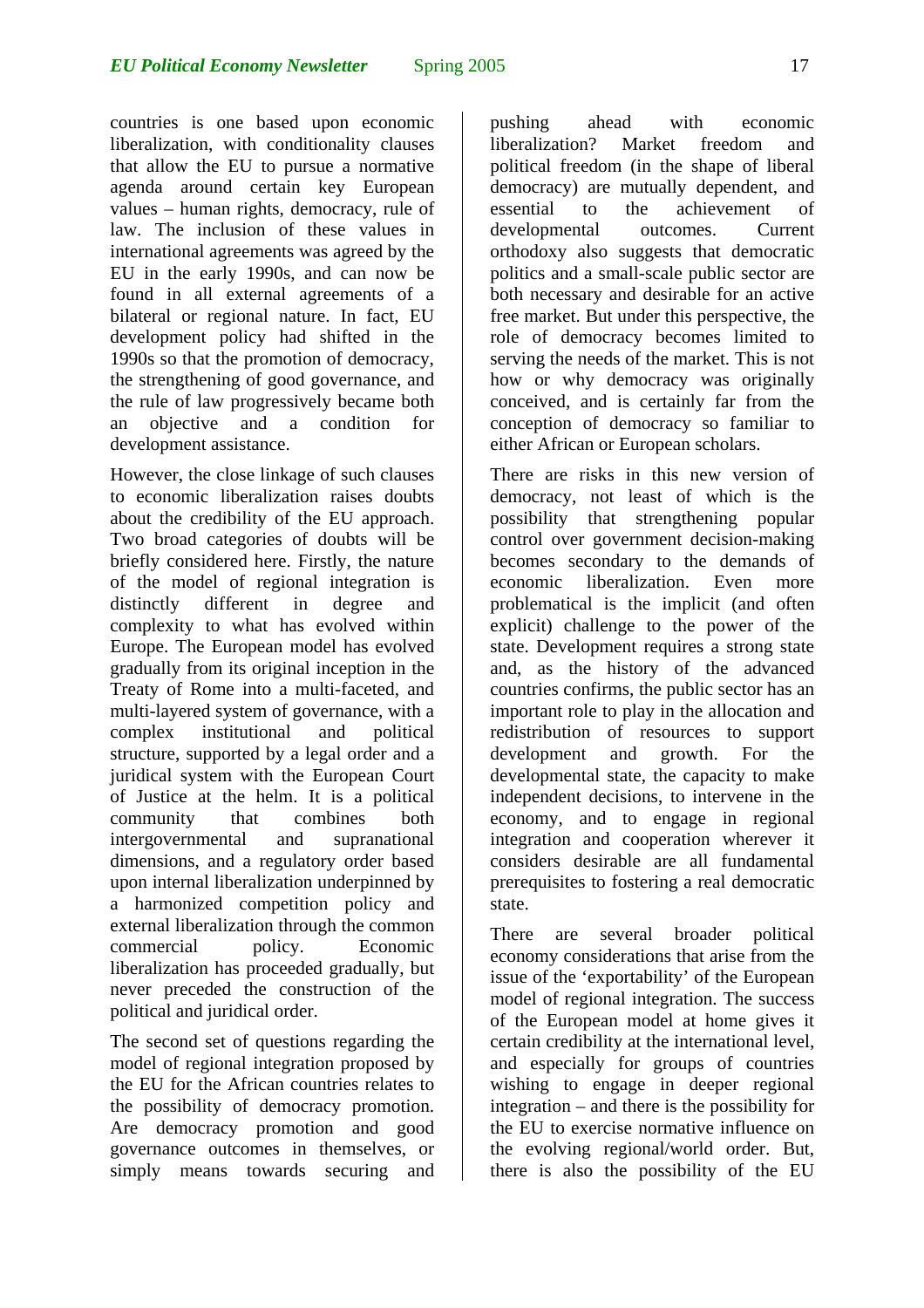countries is one based upon economic liberalization, with conditionality clauses that allow the EU to pursue a normative agenda around certain key European values – human rights, democracy, rule of law. The inclusion of these values in international agreements was agreed by the EU in the early 1990s, and can now be found in all external agreements of a bilateral or regional nature. In fact, EU development policy had shifted in the 1990s so that the promotion of democracy, the strengthening of good governance, and the rule of law progressively became both an objective and a condition for development assistance.

However, the close linkage of such clauses to economic liberalization raises doubts about the credibility of the EU approach. Two broad categories of doubts will be briefly considered here. Firstly, the nature of the model of regional integration is distinctly different in degree and complexity to what has evolved within Europe. The European model has evolved gradually from its original inception in the Treaty of Rome into a multi-faceted, and multi-layered system of governance, with a complex institutional and political structure, supported by a legal order and a juridical system with the European Court of Justice at the helm. It is a political community that combines both intergovernmental and supranational dimensions, and a regulatory order based upon internal liberalization underpinned by a harmonized competition policy and external liberalization through the common commercial policy. Economic liberalization has proceeded gradually, but never preceded the construction of the political and juridical order.

The second set of questions regarding the model of regional integration proposed by the EU for the African countries relates to the possibility of democracy promotion. Are democracy promotion and good governance outcomes in themselves, or simply means towards securing and pushing ahead with economic liberalization? Market freedom and political freedom (in the shape of liberal democracy) are mutually dependent, and essential to the achievement of developmental outcomes. Current orthodoxy also suggests that democratic politics and a small-scale public sector are both necessary and desirable for an active free market. But under this perspective, the role of democracy becomes limited to serving the needs of the market. This is not how or why democracy was originally conceived, and is certainly far from the conception of democracy so familiar to either African or European scholars.

There are risks in this new version of democracy, not least of which is the possibility that strengthening popular control over government decision-making becomes secondary to the demands of economic liberalization. Even more problematical is the implicit (and often explicit) challenge to the power of the state. Development requires a strong state and, as the history of the advanced countries confirms, the public sector has an important role to play in the allocation and redistribution of resources to support development and growth. For the developmental state, the capacity to make independent decisions, to intervene in the economy, and to engage in regional integration and cooperation wherever it considers desirable are all fundamental prerequisites to fostering a real democratic state.

There are several broader political economy considerations that arise from the issue of the 'exportability' of the European model of regional integration. The success of the European model at home gives it certain credibility at the international level, and especially for groups of countries wishing to engage in deeper regional integration – and there is the possibility for the EU to exercise normative influence on the evolving regional/world order. But, there is also the possibility of the EU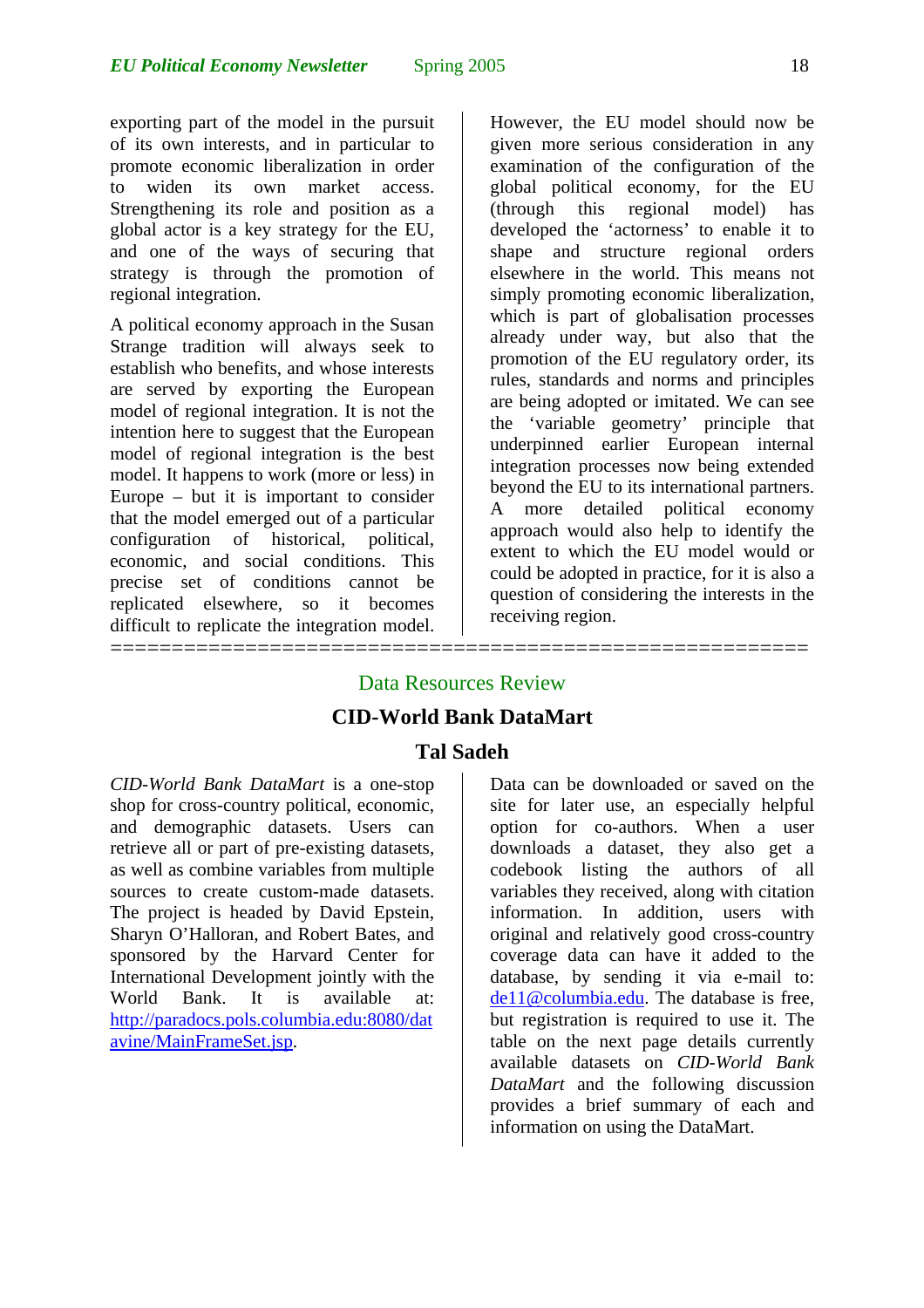exporting part of the model in the pursuit of its own interests, and in particular to promote economic liberalization in order to widen its own market access. Strengthening its role and position as a global actor is a key strategy for the EU, and one of the ways of securing that strategy is through the promotion of regional integration.

A political economy approach in the Susan Strange tradition will always seek to establish who benefits, and whose interests are served by exporting the European model of regional integration. It is not the intention here to suggest that the European model of regional integration is the best model. It happens to work (more or less) in Europe – but it is important to consider that the model emerged out of a particular configuration of historical, political, economic, and social conditions. This precise set of conditions cannot be replicated elsewhere, so it becomes difficult to replicate the integration model.

However, the EU model should now be given more serious consideration in any examination of the configuration of the global political economy, for the EU (through this regional model) has developed the 'actorness' to enable it to shape and structure regional orders elsewhere in the world. This means not simply promoting economic liberalization, which is part of globalisation processes already under way, but also that the promotion of the EU regulatory order, its rules, standards and norms and principles are being adopted or imitated. We can see the 'variable geometry' principle that underpinned earlier European internal integration processes now being extended beyond the EU to its international partners. A more detailed political economy approach would also help to identify the extent to which the EU model would or could be adopted in practice, for it is also a question of considering the interests in the receiving region.

==========================================================

## Data Resources Review

### CID-World Bank DataMart

**Tal Sadeh**

*CID-World Bank DataMart* is a one-stop shop for cross-country political, economic, and demographic datasets. Users can retrieve all or part of pre-existing datasets, as well as combine variables from multiple sources to create custom-made datasets. The project is headed by David Epstein, Sharyn O'Halloran, and Robert Bates, and sponsored by the Harvard Center for International Development jointly with the World Bank. It is available at: http://paradocs.pols.columbia.edu:8080/datavine/MainFrameSet.jsp.

Data can be downloaded or saved on the site for later use, an especially helpful option for co-authors. When a user downloads a dataset, they also get a codebook listing the authors of all variables they received, along with citation information. In addition, users with original and relatively good cross-country coverage data can have it added to the database, by sending it via e-mail to: de11@columbia.edu. The database is free, but registration is required to use it. The table on the next page details currently available datasets on *CID-World Bank DataMart* and the following discussion provides a brief summary of each and information on using the DataMart.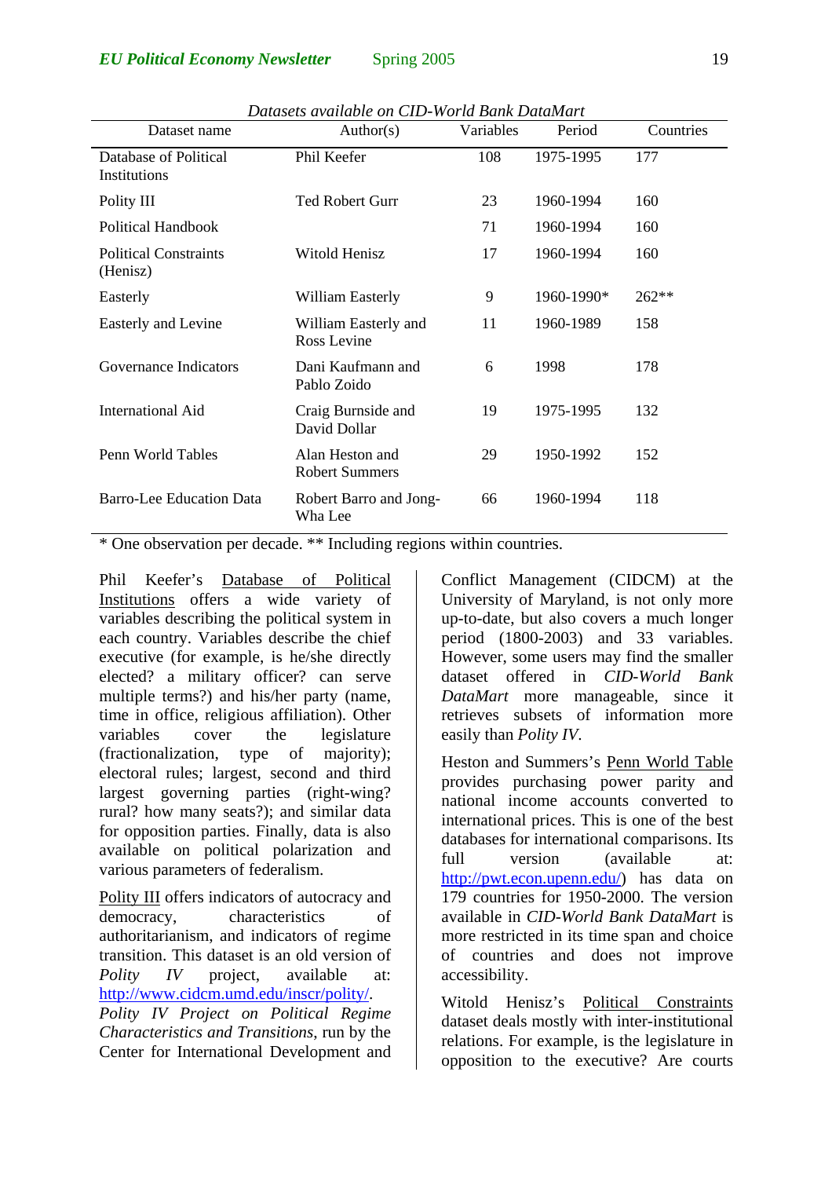*Datasets available on CID-World Bank DataMart*

| Dataset name | Author(s) | Variables | Period | Countries |
|---|---|---|---|---|
| Database of Political Institutions | Phil Keefer | 108 | 1975-1995 | 177 |
| Polity III | Ted Robert Gurr | 23 | 1960-1994 | 160 |
| Political Handbook | | 71 | 1960-1994 | 160 |
| Political Constraints (Henisz) | Witold Henisz | 17 | 1960-1994 | 160 |
| Easterly | William Easterly | 9 | 1960-1990* | 262** |
| Easterly and Levine | William Easterly and Ross Levine | 11 | 1960-1989 | 158 |
| Governance Indicators | Dani Kaufmann and Pablo Zoido | 6 | 1998 | 178 |
| International Aid | Craig Burnside and David Dollar | 19 | 1975-1995 | 132 |
| Penn World Tables | Alan Heston and Robert Summers | 29 | 1950-1992 | 152 |
| Barro-Lee Education Data | Robert Barro and Jong-Wha Lee | 66 | 1960-1994 | 118 |

\* One observation per decade. ** Including regions within countries.

Phil Keefer's Database of Political Institutions offers a wide variety of variables describing the political system in each country. Variables describe the chief executive (for example, is he/she directly elected? a military officer? can serve multiple terms?) and his/her party (name, time in office, religious affiliation). Other variables cover the legislature (fractionalization, type of majority); electoral rules; largest, second and third largest governing parties (right-wing? rural? how many seats?); and similar data for opposition parties. Finally, data is also available on political polarization and various parameters of federalism.

Polity III offers indicators of autocracy and democracy, characteristics of authoritarianism, and indicators of regime transition. This dataset is an old version of *Polity IV* project, available at: http://www.cidcm.umd.edu/inscr/polity/. *Polity IV Project on Political Regime Characteristics and Transitions*, run by the Center for International Development and Conflict Management (CIDCM) at the University of Maryland, is not only more up-to-date, but also covers a much longer period (1800-2003) and 33 variables. However, some users may find the smaller dataset offered in *CID-World Bank DataMart* more manageable, since it retrieves subsets of information more easily than *Polity IV*.

Heston and Summers's Penn World Table provides purchasing power parity and national income accounts converted to international prices. This is one of the best databases for international comparisons. Its full version (available at: http://pwt.econ.upenn.edu/) has data on 179 countries for 1950-2000. The version available in *CID-World Bank DataMart* is more restricted in its time span and choice of countries and does not improve accessibility.

Witold Henisz's Political Constraints dataset deals mostly with inter-institutional relations. For example, is the legislature in opposition to the executive? Are courts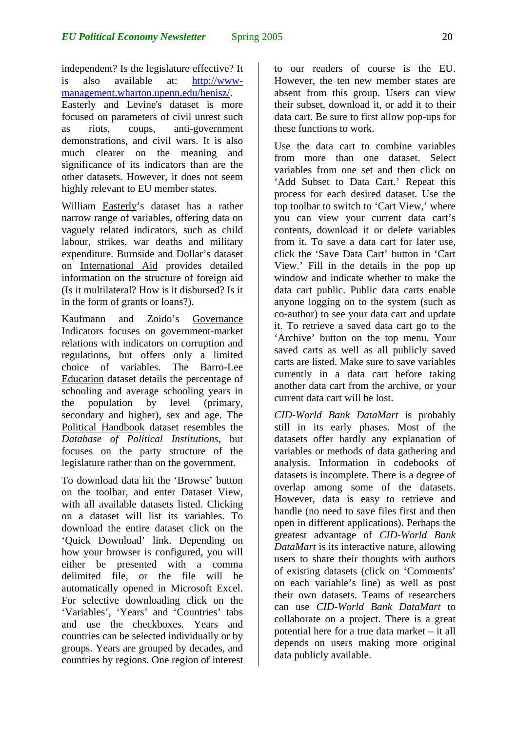independent? Is the legislature effective? It is also available at: http://www-management.wharton.upenn.edu/henisz/. Easterly and Levine's dataset is more focused on parameters of civil unrest such as riots, coups, anti-government demonstrations, and civil wars. It is also much clearer on the meaning and significance of its indicators than are the other datasets. However, it does not seem highly relevant to EU member states.

William Easterly's dataset has a rather narrow range of variables, offering data on vaguely related indicators, such as child labour, strikes, war deaths and military expenditure. Burnside and Dollar's dataset on International Aid provides detailed information on the structure of foreign aid (Is it multilateral? How is it disbursed? Is it in the form of grants or loans?).

Kaufmann and Zoido's Governance Indicators focuses on government-market relations with indicators on corruption and regulations, but offers only a limited choice of variables. The Barro-Lee Education dataset details the percentage of schooling and average schooling years in the population by level (primary, secondary and higher), sex and age. The Political Handbook dataset resembles the *Database of Political Institutions*, but focuses on the party structure of the legislature rather than on the government.

To download data hit the 'Browse' button on the toolbar, and enter Dataset View, with all available datasets listed. Clicking on a dataset will list its variables. To download the entire dataset click on the 'Quick Download' link. Depending on how your browser is configured, you will either be presented with a comma delimited file, or the file will be automatically opened in Microsoft Excel. For selective downloading click on the 'Variables', 'Years' and 'Countries' tabs and use the checkboxes. Years and countries can be selected individually or by groups. Years are grouped by decades, and countries by regions. One region of interest to our readers of course is the EU. However, the ten new member states are absent from this group. Users can view their subset, download it, or add it to their data cart. Be sure to first allow pop-ups for these functions to work.

Use the data cart to combine variables from more than one dataset. Select variables from one set and then click on 'Add Subset to Data Cart.' Repeat this process for each desired dataset. Use the top toolbar to switch to 'Cart View,' where you can view your current data cart's contents, download it or delete variables from it. To save a data cart for later use, click the 'Save Data Cart' button in 'Cart View.' Fill in the details in the pop up window and indicate whether to make the data cart public. Public data carts enable anyone logging on to the system (such as co-author) to see your data cart and update it. To retrieve a saved data cart go to the 'Archive' button on the top menu. Your saved carts as well as all publicly saved carts are listed. Make sure to save variables currently in a data cart before taking another data cart from the archive, or your current data cart will be lost.

*CID-World Bank DataMart* is probably still in its early phases. Most of the datasets offer hardly any explanation of variables or methods of data gathering and analysis. Information in codebooks of datasets is incomplete. There is a degree of overlap among some of the datasets. However, data is easy to retrieve and handle (no need to save files first and then open in different applications). Perhaps the greatest advantage of *CID-World Bank DataMart* is its interactive nature, allowing users to share their thoughts with authors of existing datasets (click on 'Comments' on each variable's line) as well as post their own datasets. Teams of researchers can use *CID-World Bank DataMart* to collaborate on a project. There is a great potential here for a true data market – it all depends on users making more original data publicly available.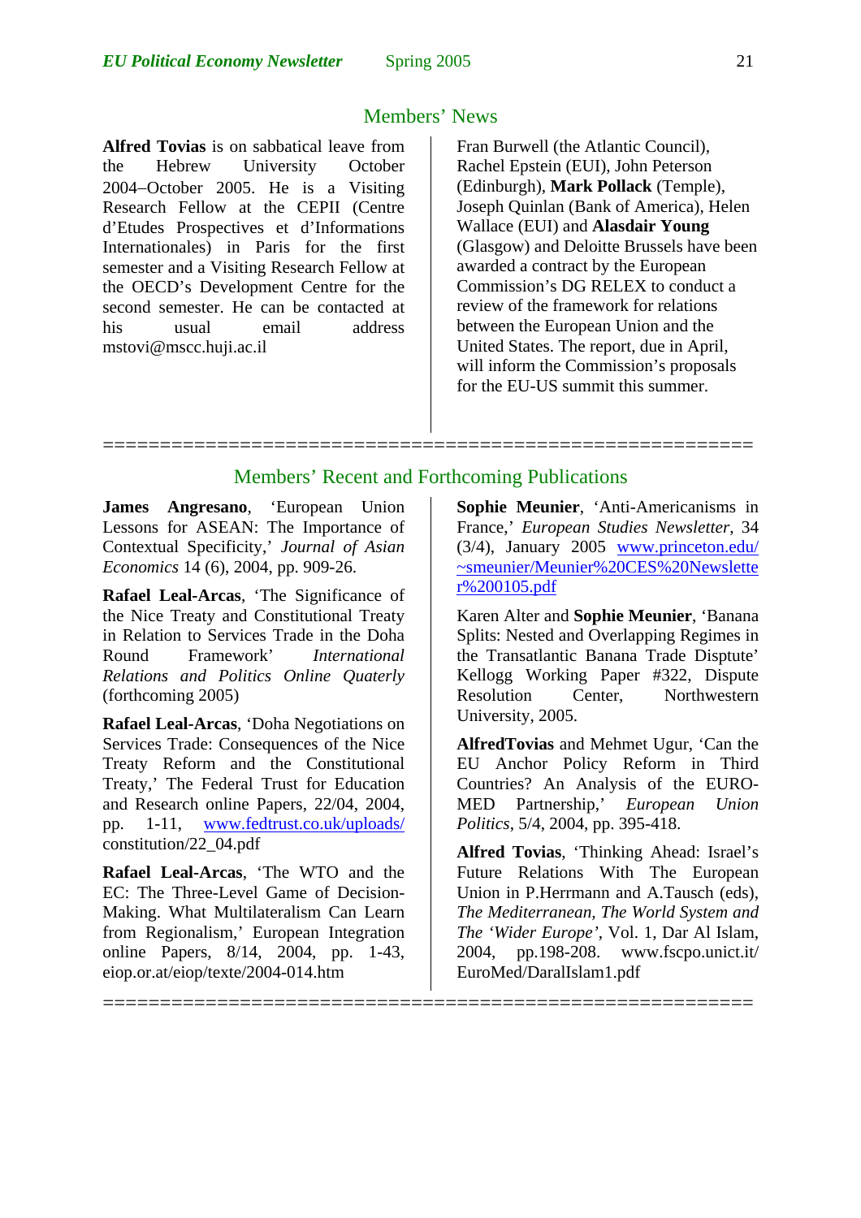## Members' News

**Alfred Tovias** is on sabbatical leave from the Hebrew University October 2004–October 2005. He is a Visiting Research Fellow at the CEPII (Centre d'Etudes Prospectives et d'Informations Internationales) in Paris for the first semester and a Visiting Research Fellow at the OECD's Development Centre for the second semester. He can be contacted at his usual email address mstovi@mscc.huji.ac.il

Fran Burwell (the Atlantic Council), Rachel Epstein (EUI), John Peterson (Edinburgh), **Mark Pollack** (Temple), Joseph Quinlan (Bank of America), Helen Wallace (EUI) and **Alasdair Young** (Glasgow) and Deloitte Brussels have been awarded a contract by the European Commission's DG RELEX to conduct a review of the framework for relations between the European Union and the United States. The report, due in April, will inform the Commission's proposals for the EU-US summit this summer.

==========================================================

## Members' Recent and Forthcoming Publications

**James Angresano**, 'European Union Lessons for ASEAN: The Importance of Contextual Specificity,' *Journal of Asian Economics* 14 (6), 2004, pp. 909-26.

**Rafael Leal-Arcas**, 'The Significance of the Nice Treaty and Constitutional Treaty in Relation to Services Trade in the Doha Round Framework' *International Relations and Politics Online Quaterly* (forthcoming 2005)

**Rafael Leal-Arcas**, 'Doha Negotiations on Services Trade: Consequences of the Nice Treaty Reform and the Constitutional Treaty,' The Federal Trust for Education and Research online Papers, 22/04, 2004, pp. 1-11, www.fedtrust.co.uk/uploads/constitution/22_04.pdf

**Rafael Leal-Arcas**, 'The WTO and the EC: The Three-Level Game of Decision-Making. What Multilateralism Can Learn from Regionalism,' European Integration online Papers, 8/14, 2004, pp. 1-43, eiop.or.at/eiop/texte/2004-014.htm

**Sophie Meunier**, 'Anti-Americanisms in France,' *European Studies Newsletter*, 34 (3/4), January 2005 www.princeton.edu/~smeunier/Meunier%20CES%20Newsletter%200105.pdf

Karen Alter and **Sophie Meunier**, 'Banana Splits: Nested and Overlapping Regimes in the Transatlantic Banana Trade Disptute' Kellogg Working Paper #322, Dispute Resolution Center, Northwestern University, 2005.

**AlfredTovias** and Mehmet Ugur, 'Can the EU Anchor Policy Reform in Third Countries? An Analysis of the EURO-MED Partnership,' *European Union Politics*, 5/4, 2004, pp. 395-418.

**Alfred Tovias**, 'Thinking Ahead: Israel's Future Relations With The European Union in P.Herrmann and A.Tausch (eds), *The Mediterranean, The World System and The 'Wider Europe'*, Vol. 1, Dar Al Islam, 2004, pp.198-208. www.fscpo.unict.it/EuroMed/DaralIslam1.pdf

==========================================================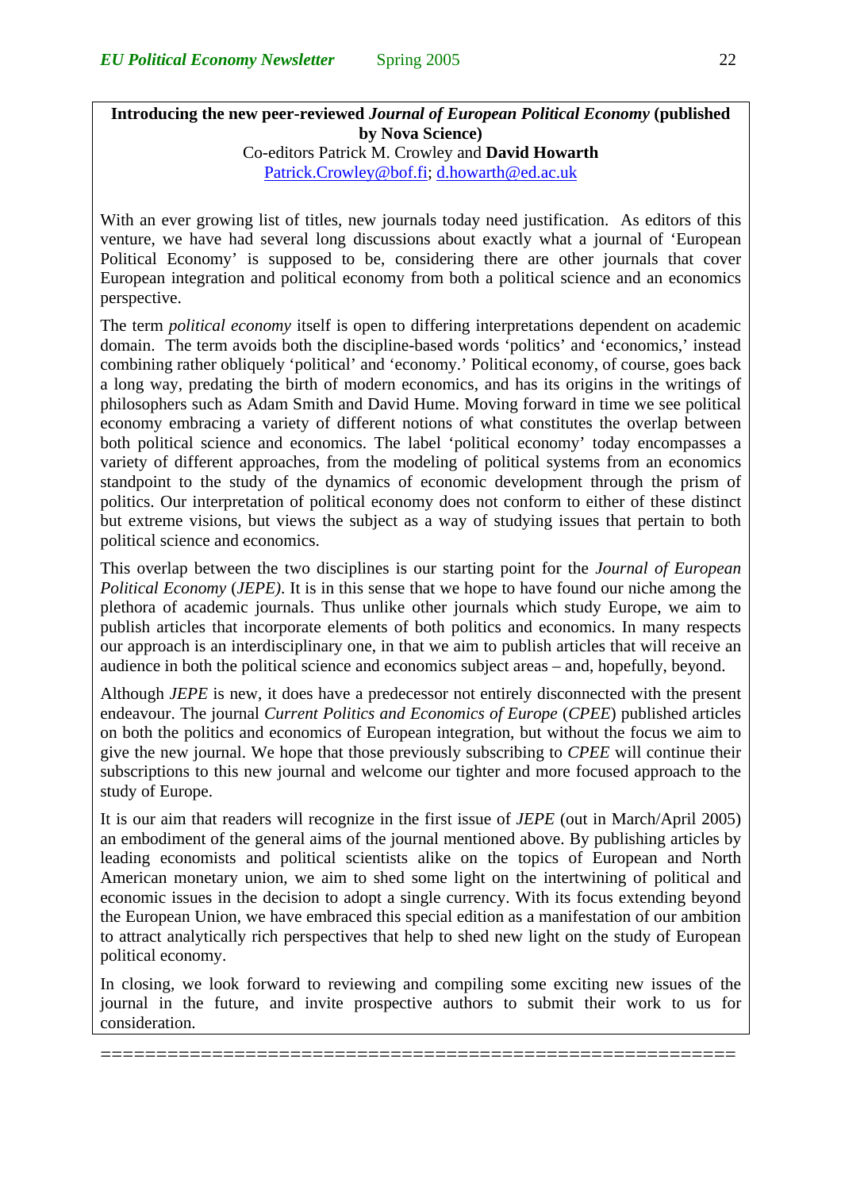**Introducing the new peer-reviewed *Journal of European Political Economy* (published by Nova Science)**

Co-editors Patrick M. Crowley and **David Howarth**

Patrick.Crowley@bof.fi; d.howarth@ed.ac.uk

With an ever growing list of titles, new journals today need justification. As editors of this venture, we have had several long discussions about exactly what a journal of 'European Political Economy' is supposed to be, considering there are other journals that cover European integration and political economy from both a political science and an economics perspective.

The term *political economy* itself is open to differing interpretations dependent on academic domain. The term avoids both the discipline-based words 'politics' and 'economics,' instead combining rather obliquely 'political' and 'economy.' Political economy, of course, goes back a long way, predating the birth of modern economics, and has its origins in the writings of philosophers such as Adam Smith and David Hume. Moving forward in time we see political economy embracing a variety of different notions of what constitutes the overlap between both political science and economics. The label 'political economy' today encompasses a variety of different approaches, from the modeling of political systems from an economics standpoint to the study of the dynamics of economic development through the prism of politics. Our interpretation of political economy does not conform to either of these distinct but extreme visions, but views the subject as a way of studying issues that pertain to both political science and economics.

This overlap between the two disciplines is our starting point for the *Journal of European Political Economy* (*JEPE*). It is in this sense that we hope to have found our niche among the plethora of academic journals. Thus unlike other journals which study Europe, we aim to publish articles that incorporate elements of both politics and economics. In many respects our approach is an interdisciplinary one, in that we aim to publish articles that will receive an audience in both the political science and economics subject areas – and, hopefully, beyond.

Although *JEPE* is new, it does have a predecessor not entirely disconnected with the present endeavour. The journal *Current Politics and Economics of Europe* (*CPEE*) published articles on both the politics and economics of European integration, but without the focus we aim to give the new journal. We hope that those previously subscribing to *CPEE* will continue their subscriptions to this new journal and welcome our tighter and more focused approach to the study of Europe.

It is our aim that readers will recognize in the first issue of *JEPE* (out in March/April 2005) an embodiment of the general aims of the journal mentioned above. By publishing articles by leading economists and political scientists alike on the topics of European and North American monetary union, we aim to shed some light on the intertwining of political and economic issues in the decision to adopt a single currency. With its focus extending beyond the European Union, we have embraced this special edition as a manifestation of our ambition to attract analytically rich perspectives that help to shed new light on the study of European political economy.

In closing, we look forward to reviewing and compiling some exciting new issues of the journal in the future, and invite prospective authors to submit their work to us for consideration.

==========================================================